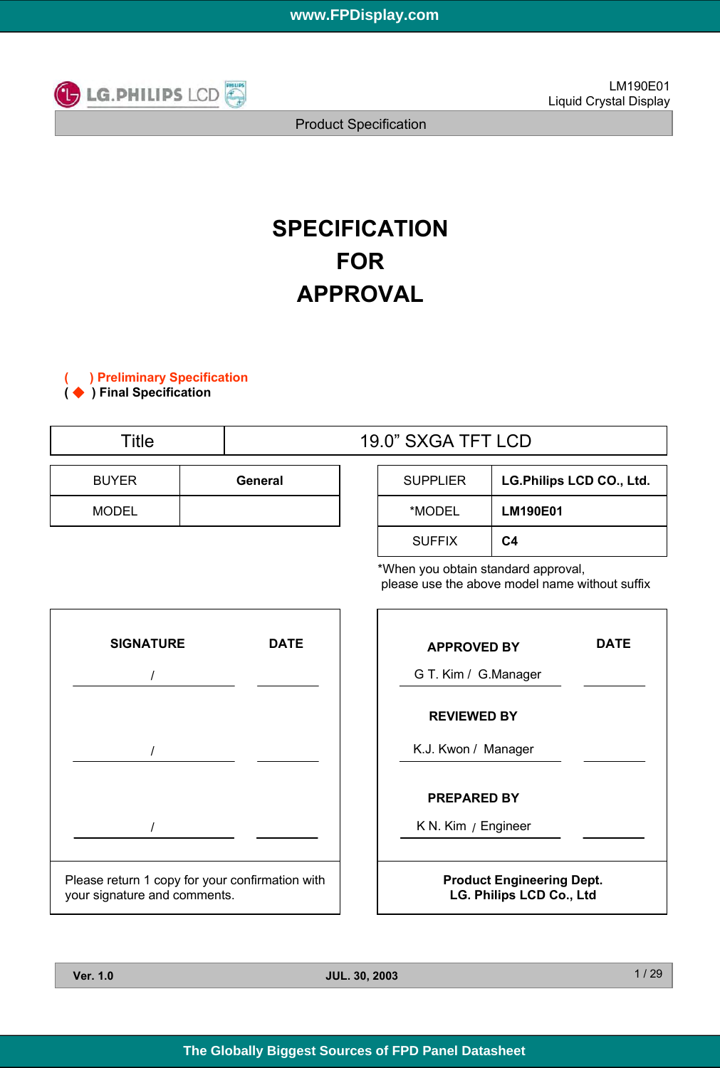LM190E01
Liquid Crystal Display

Product Specification

# SPECIFICATION
# FOR
# APPROVAL

**(     ) Preliminary Specification**
**( ◆ ) Final Specification**

| Title | 19.0” SXGA TFT LCD |
|---|---|

| BUYER | **General** |
|---|---|
| MODEL | |

| SUPPLIER | **LG.Philips LCD CO., Ltd.** |
|---|---|
| *MODEL | **LM190E01** |
| SUFFIX | **C4** |

*When you obtain standard approval,
please use the above model name without suffix

| **SIGNATURE** | **DATE** |
|---|---|
| / | |
| / | |
| / | |

Please return 1 copy for your confirmation with your signature and comments.

| **APPROVED BY** | **DATE** |
|---|---|
| G T. Kim / G.Manager | |
| **REVIEWED BY** | |
| K.J. Kwon / Manager | |
| **PREPARED BY** | |
| K N. Kim / Engineer | |

**Product Engineering Dept.**
**LG. Philips LCD Co., Ltd**

**Ver. 1.0** **JUL. 30, 2003**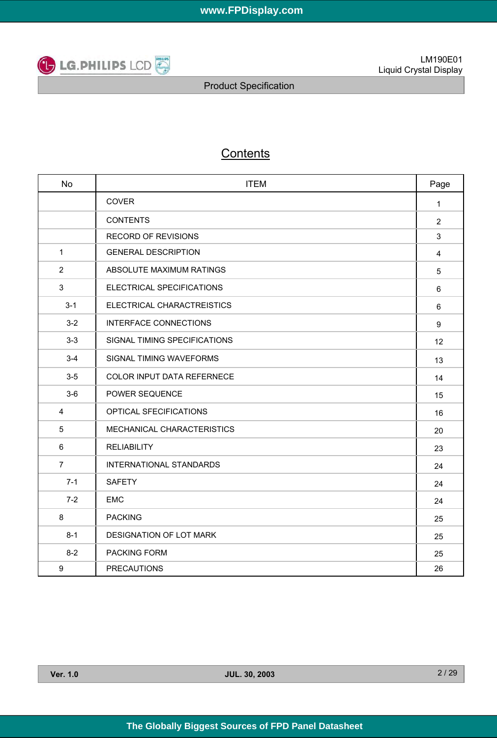# Contents

| No | ITEM | Page |
|---|---|---|
| | COVER | 1 |
| | CONTENTS | 2 |
| | RECORD OF REVISIONS | 3 |
| 1 | GENERAL DESCRIPTION | 4 |
| 2 | ABSOLUTE MAXIMUM RATINGS | 5 |
| 3 | ELECTRICAL SPECIFICATIONS | 6 |
| 3-1 | ELECTRICAL CHARACTREISTICS | 6 |
| 3-2 | INTERFACE CONNECTIONS | 9 |
| 3-3 | SIGNAL TIMING SPECIFICATIONS | 12 |
| 3-4 | SIGNAL TIMING WAVEFORMS | 13 |
| 3-5 | COLOR INPUT DATA REFERNECE | 14 |
| 3-6 | POWER SEQUENCE | 15 |
| 4 | OPTICAL SFECIFICATIONS | 16 |
| 5 | MECHANICAL CHARACTERISTICS | 20 |
| 6 | RELIABILITY | 23 |
| 7 | INTERNATIONAL STANDARDS | 24 |
| 7-1 | SAFETY | 24 |
| 7-2 | EMC | 24 |
| 8 | PACKING | 25 |
| 8-1 | DESIGNATION OF LOT MARK | 25 |
| 8-2 | PACKING FORM | 25 |
| 9 | PRECAUTIONS | 26 |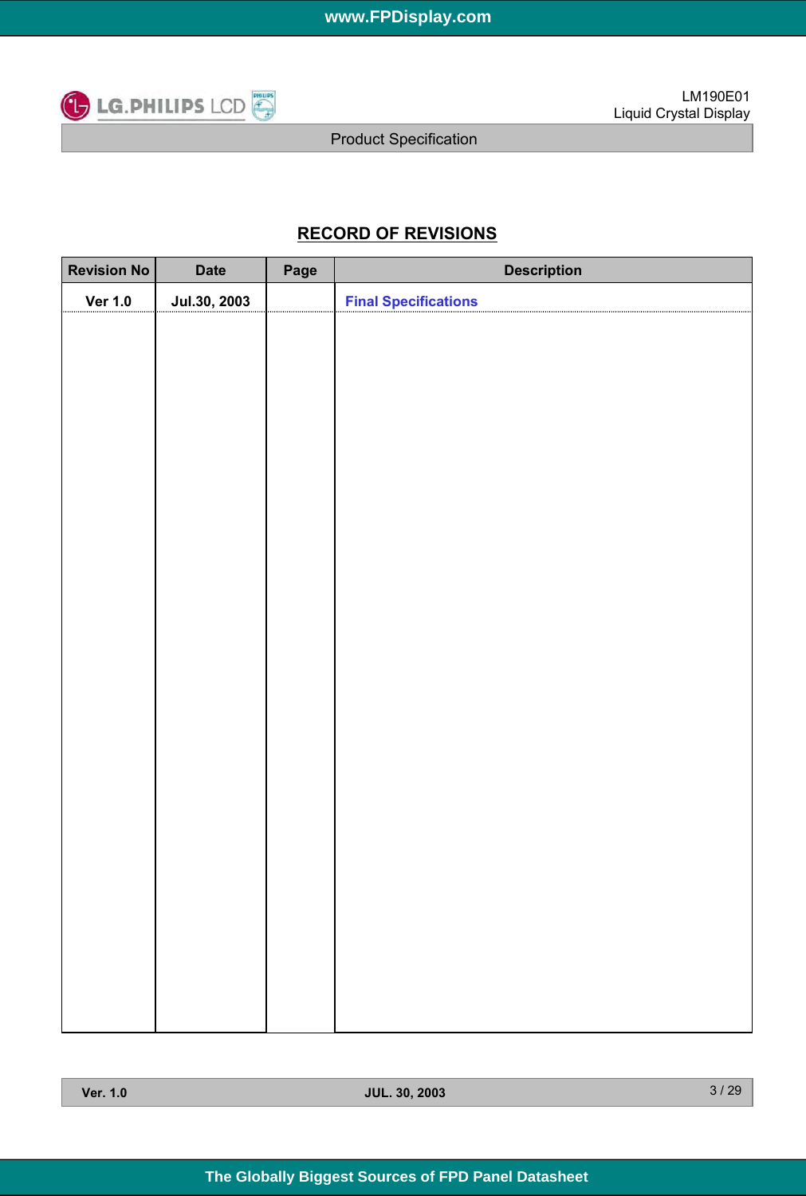## RECORD OF REVISIONS

| Revision No | Date | Page | Description |
|---|---|---|---|
| Ver 1.0 | Jul.30, 2003 | | Final Specifications |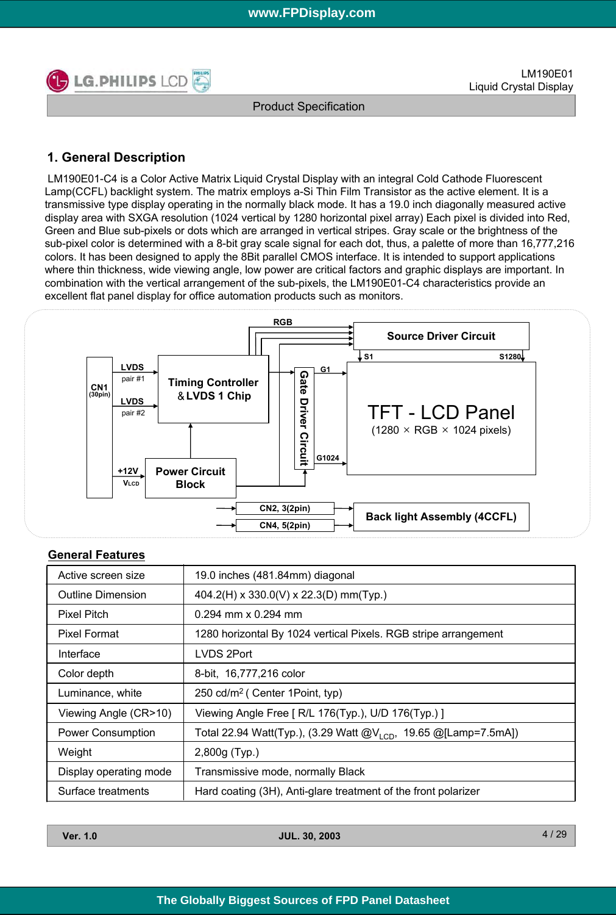# 1. General Description

LM190E01-C4 is a Color Active Matrix Liquid Crystal Display with an integral Cold Cathode Fluorescent Lamp(CCFL) backlight system. The matrix employs a-Si Thin Film Transistor as the active element. It is a transmissive type display operating in the normally black mode. It has a 19.0 inch diagonally measured active display area with SXGA resolution (1024 vertical by 1280 horizontal pixel array) Each pixel is divided into Red, Green and Blue sub-pixels or dots which are arranged in vertical stripes. Gray scale or the brightness of the sub-pixel color is determined with a 8-bit gray scale signal for each dot, thus, a palette of more than 16,777,216 colors. It has been designed to apply the 8Bit parallel CMOS interface. It is intended to support applications where thin thickness, wide viewing angle, low power are critical factors and graphic displays are important. In combination with the vertical arrangement of the sub-pixels, the LM190E01-C4 characteristics provide an excellent flat panel display for office automation products such as monitors.

CN1 (30pin) — LVDS pair #1, LVDS pair #2 → Timing Controller & LVDS 1 Chip → RGB → Source Driver Circuit (S1 … S1280) → TFT - LCD Panel (1280 × RGB × 1024 pixels); Timing Controller → Gate Driver Circuit (G1 … G1024) → TFT - LCD Panel

CN1 +12V, $V_{LCD}$ → Power Circuit Block → Timing Controller, Gate Driver Circuit

CN2, 3(2pin), CN4, 5(2pin) → Back light Assembly (4CCFL)

## General Features

| | |
|---|---|
| Active screen size | 19.0 inches (481.84mm) diagonal |
| Outline Dimension | 404.2(H) x 330.0(V) x 22.3(D) mm(Typ.) |
| Pixel Pitch | 0.294 mm x 0.294 mm |
| Pixel Format | 1280 horizontal By 1024 vertical Pixels. RGB stripe arrangement |
| Interface | LVDS 2Port |
| Color depth | 8-bit, 16,777,216 color |
| Luminance, white | 250 cd/m$^2$ ( Center 1Point, typ) |
| Viewing Angle (CR>10) | Viewing Angle Free [ R/L 176(Typ.), U/D 176(Typ.) ] |
| Power Consumption | Total 22.94 Watt(Typ.), (3.29 Watt @$V_{LCD}$, 19.65 @[Lamp=7.5mA]) |
| Weight | 2,800g (Typ.) |
| Display operating mode | Transmissive mode, normally Black |
| Surface treatments | Hard coating (3H), Anti-glare treatment of the front polarizer |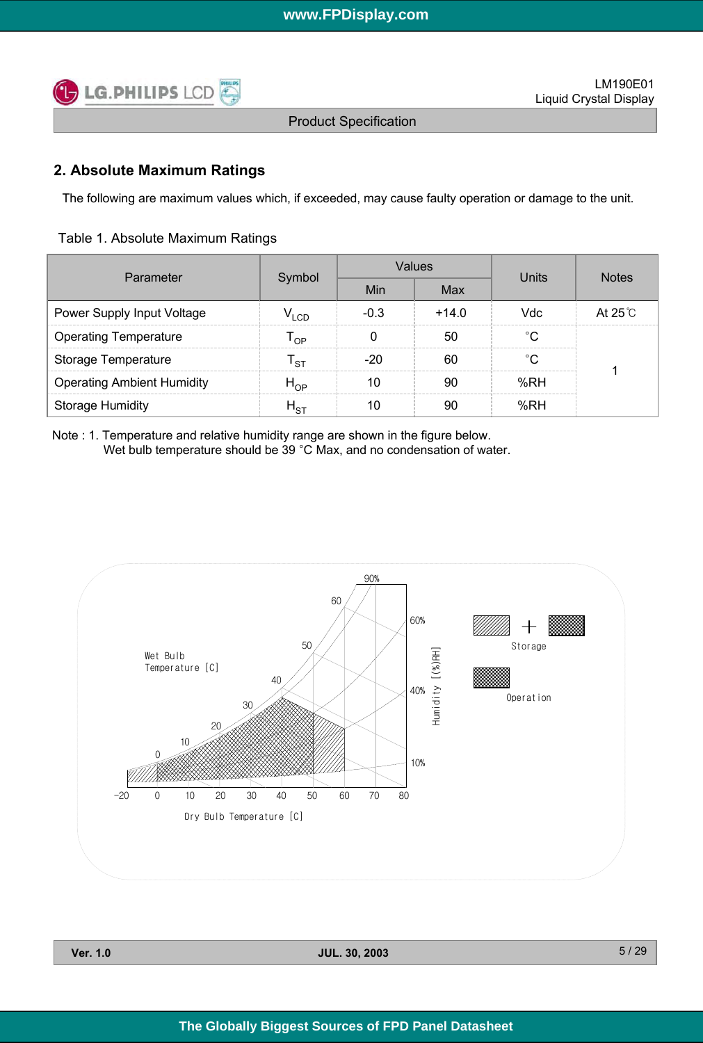## 2. Absolute Maximum Ratings

The following are maximum values which, if exceeded, may cause faulty operation or damage to the unit.

Table 1. Absolute Maximum Ratings

| Parameter | Symbol | Values | | Units | Notes |
|---|---|---|---|---|---|
| | | Min | Max | | |
| Power Supply Input Voltage | $V_{LCD}$ | -0.3 | +14.0 | Vdc | At 25℃ |
| Operating Temperature | $T_{OP}$ | 0 | 50 | °C | 1 |
| Storage Temperature | $T_{ST}$ | -20 | 60 | °C | |
| Operating Ambient Humidity | $H_{OP}$ | 10 | 90 | %RH | |
| Storage Humidity | $H_{ST}$ | 10 | 90 | %RH | |

Note : 1. Temperature and relative humidity range are shown in the figure below.
Wet bulb temperature should be 39 °C Max, and no condensation of water.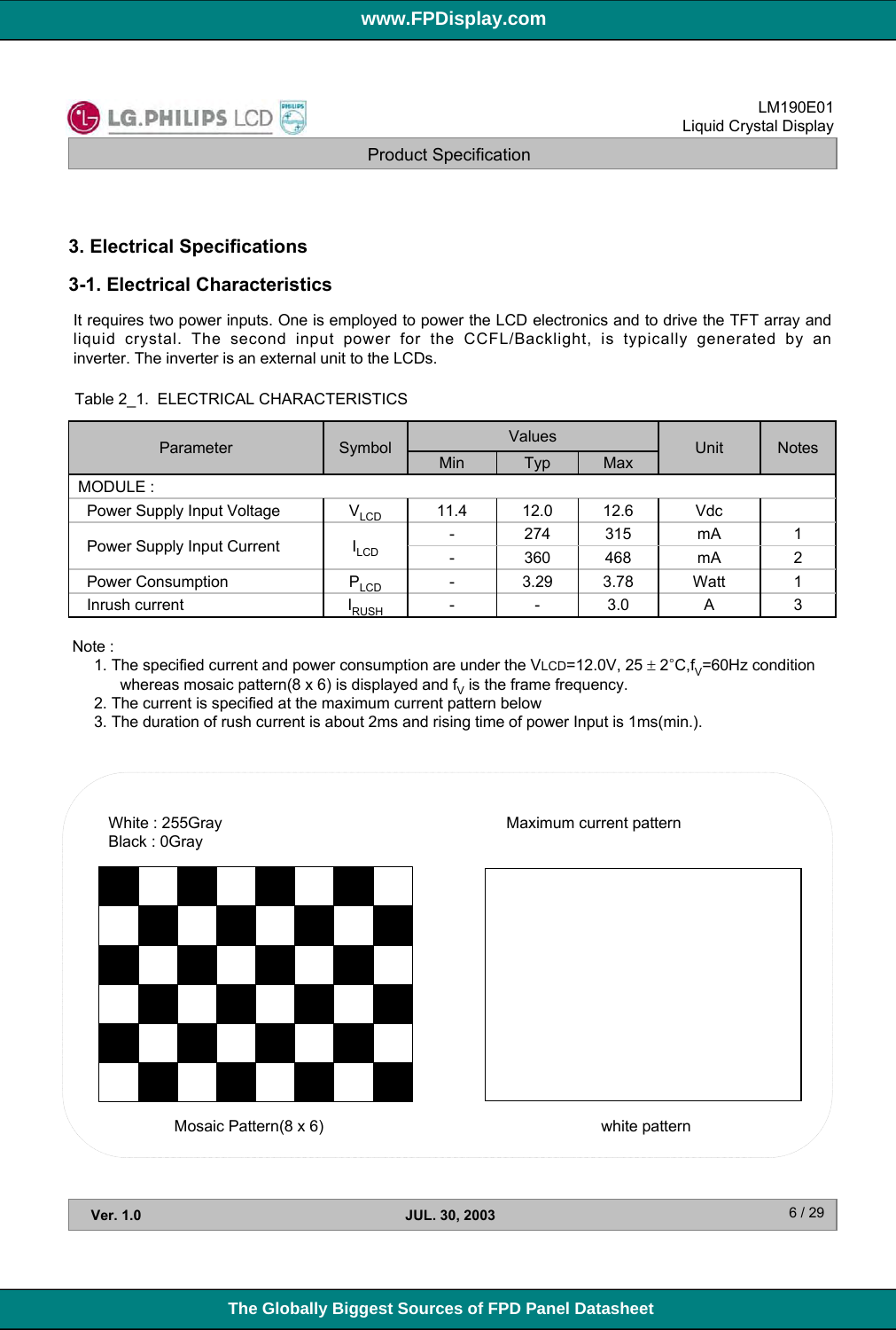## 3. Electrical Specifications

### 3-1. Electrical Characteristics

It requires two power inputs. One is employed to power the LCD electronics and to drive the TFT array and liquid crystal. The second input power for the CCFL/Backlight, is typically generated by an inverter. The inverter is an external unit to the LCDs.

Table 2_1. ELECTRICAL CHARACTERISTICS

| Parameter | Symbol | Values | | | Unit | Notes |
|---|---|---|---|---|---|---|
| | | Min | Typ | Max | | |
| MODULE : | | | | | | |
| Power Supply Input Voltage | $V_{LCD}$ | 11.4 | 12.0 | 12.6 | Vdc | |
| Power Supply Input Current | $I_{LCD}$ | - | 274 | 315 | mA | 1 |
| | | - | 360 | 468 | mA | 2 |
| Power Consumption | $P_{LCD}$ | - | 3.29 | 3.78 | Watt | 1 |
| Inrush current | $I_{RUSH}$ | - | - | 3.0 | A | 3 |

Note :

1. The specified current and power consumption are under the $V_{LCD}$=12.0V, 25 ± 2°C,$f_V$=60Hz condition whereas mosaic pattern(8 x 6) is displayed and $f_V$ is the frame frequency.
2. The current is specified at the maximum current pattern below
3. The duration of rush current is about 2ms and rising time of power Input is 1ms(min.).

White : 255Gray
Black : 0Gray

Maximum current pattern

Mosaic Pattern(8 x 6)

white pattern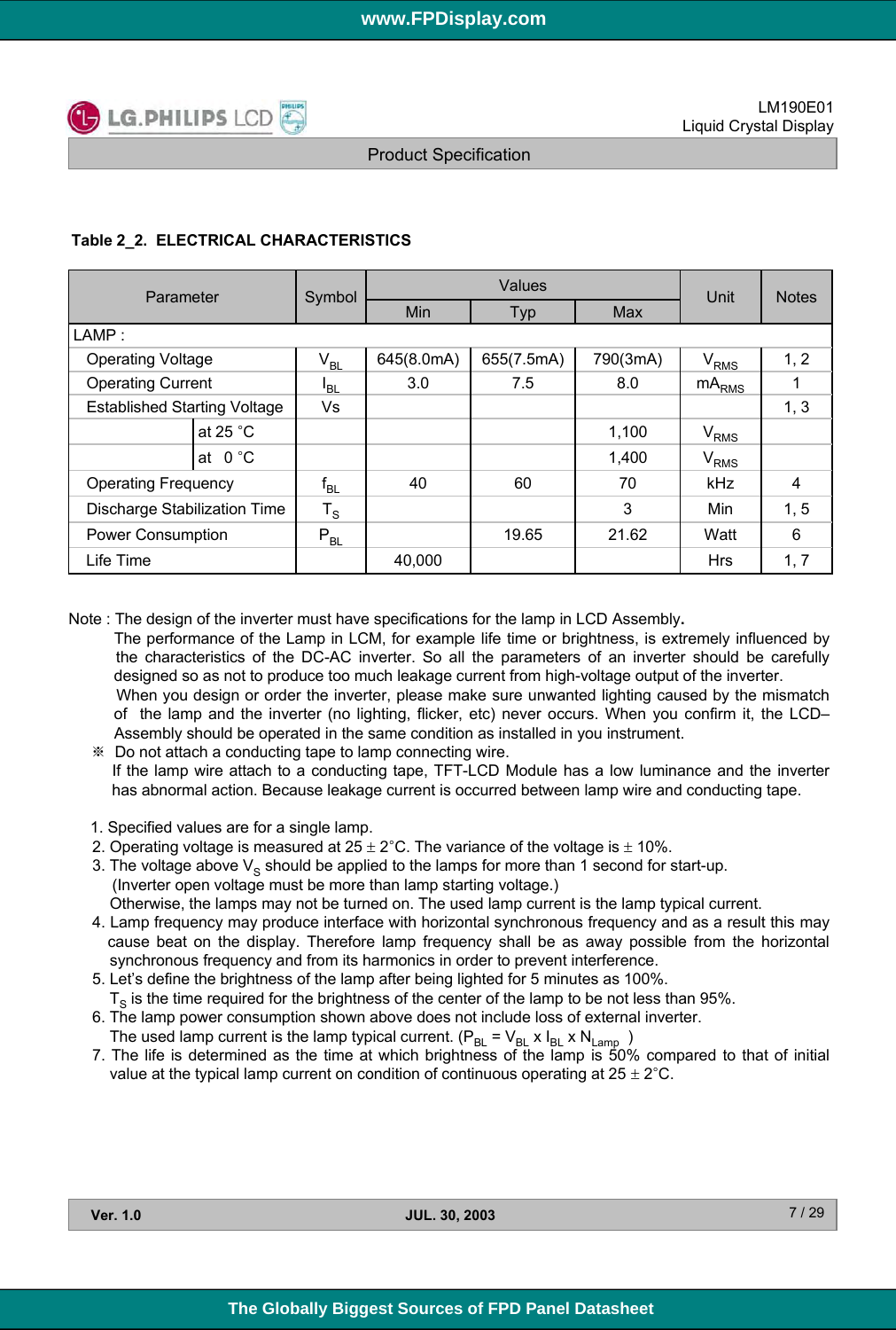### Table 2_2. ELECTRICAL CHARACTERISTICS

| Parameter | | Symbol | Values | | | Unit | Notes |
|---|---|---|---|---|---|---|---|
| | | | Min | Typ | Max | | |
| LAMP : | | | | | | | |
| Operating Voltage | | $V_{BL}$ | 645(8.0mA) | 655(7.5mA) | 790(3mA) | $V_{RMS}$ | 1, 2 |
| Operating Current | | $I_{BL}$ | 3.0 | 7.5 | 8.0 | $mA_{RMS}$ | 1 |
| Established Starting Voltage | | Vs | | | | | 1, 3 |
| | at 25 °C | | | | 1,100 | $V_{RMS}$ | |
| | at 0 °C | | | | 1,400 | $V_{RMS}$ | |
| Operating Frequency | | $f_{BL}$ | 40 | 60 | 70 | kHz | 4 |
| Discharge Stabilization Time | | $T_S$ | | | 3 | Min | 1, 5 |
| Power Consumption | | $P_{BL}$ | | 19.65 | 21.62 | Watt | 6 |
| Life Time | | | 40,000 | | | Hrs | 1, 7 |

Note : The design of the inverter must have specifications for the lamp in LCD Assembly.
The performance of the Lamp in LCM, for example life time or brightness, is extremely influenced by the characteristics of the DC-AC inverter. So all the parameters of an inverter should be carefully designed so as not to produce too much leakage current from high-voltage output of the inverter.
When you design or order the inverter, please make sure unwanted lighting caused by the mismatch of the lamp and the inverter (no lighting, flicker, etc) never occurs. When you confirm it, the LCD–Assembly should be operated in the same condition as installed in you instrument.

※ Do not attach a conducting tape to lamp connecting wire.
If the lamp wire attach to a conducting tape, TFT-LCD Module has a low luminance and the inverter has abnormal action. Because leakage current is occurred between lamp wire and conducting tape.

1. Specified values are for a single lamp.
2. Operating voltage is measured at 25 ± 2°C. The variance of the voltage is ± 10%.
3. The voltage above $V_S$ should be applied to the lamps for more than 1 second for start-up. (Inverter open voltage must be more than lamp starting voltage.) Otherwise, the lamps may not be turned on. The used lamp current is the lamp typical current.
4. Lamp frequency may produce interface with horizontal synchronous frequency and as a result this may cause beat on the display. Therefore lamp frequency shall be as away possible from the horizontal synchronous frequency and from its harmonics in order to prevent interference.
5. Let's define the brightness of the lamp after being lighted for 5 minutes as 100%. $T_S$ is the time required for the brightness of the center of the lamp to be not less than 95%.
6. The lamp power consumption shown above does not include loss of external inverter. The used lamp current is the lamp typical current. ($P_{BL} = V_{BL} \times I_{BL} \times N_{Lamp}$ )
7. The life is determined as the time at which brightness of the lamp is 50% compared to that of initial value at the typical lamp current on condition of continuous operating at 25 ± 2°C.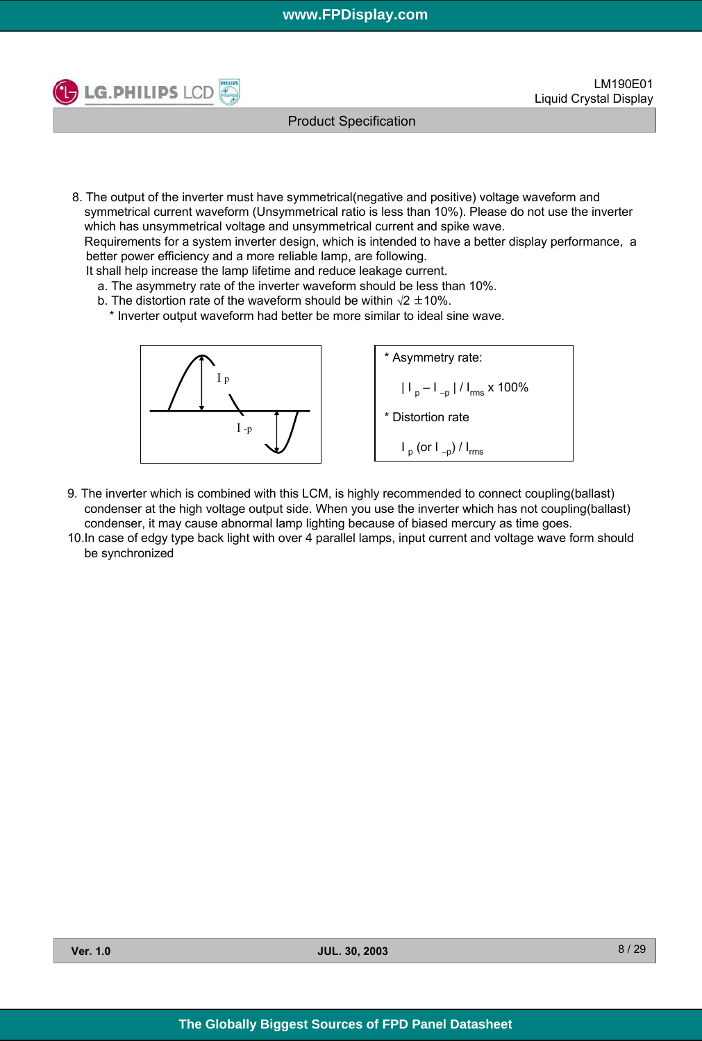8. The output of the inverter must have symmetrical(negative and positive) voltage waveform and symmetrical current waveform (Unsymmetrical ratio is less than 10%). Please do not use the inverter which has unsymmetrical voltage and unsymmetrical current and spike wave.
   Requirements for a system inverter design, which is intended to have a better display performance, a better power efficiency and a more reliable lamp, are following.
   It shall help increase the lamp lifetime and reduce leakage current.
   a. The asymmetry rate of the inverter waveform should be less than 10%.
   b. The distortion rate of the waveform should be within $\sqrt{2} \pm 10\%$.
      * Inverter output waveform had better be more similar to ideal sine wave.

$I_p$

$I_{-p}$

* Asymmetry rate:

  $| I_p - I_{-p} | / I_{rms} \times 100\%$

* Distortion rate

  $I_p$ (or $I_{-p}$) / $I_{rms}$

9. The inverter which is combined with this LCM, is highly recommended to connect coupling(ballast) condenser at the high voltage output side. When you use the inverter which has not coupling(ballast) condenser, it may cause abnormal lamp lighting because of biased mercury as time goes.
10. In case of edgy type back light with over 4 parallel lamps, input current and voltage wave form should be synchronized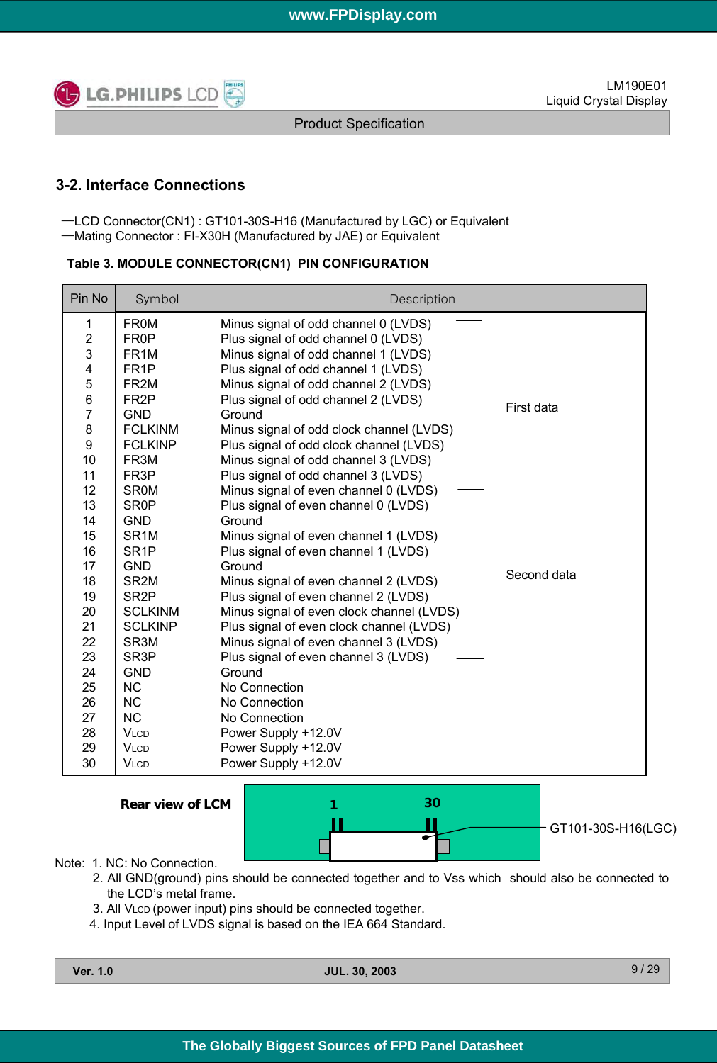## 3-2. Interface Connections

—LCD Connector(CN1) : GT101-30S-H16 (Manufactured by LGC) or Equivalent
—Mating Connector : FI-X30H (Manufactured by JAE) or Equivalent

**Table 3. MODULE CONNECTOR(CN1) PIN CONFIGURATION**

| Pin No | Symbol | Description | |
|---|---|---|---|
| 1 | FR0M | Minus signal of odd channel 0 (LVDS) | First data |
| 2 | FR0P | Plus signal of odd channel 0 (LVDS) | First data |
| 3 | FR1M | Minus signal of odd channel 1 (LVDS) | First data |
| 4 | FR1P | Plus signal of odd channel 1 (LVDS) | First data |
| 5 | FR2M | Minus signal of odd channel 2 (LVDS) | First data |
| 6 | FR2P | Plus signal of odd channel 2 (LVDS) | First data |
| 7 | GND | Ground | First data |
| 8 | FCLKINM | Minus signal of odd clock channel (LVDS) | First data |
| 9 | FCLKINP | Plus signal of odd clock channel (LVDS) | First data |
| 10 | FR3M | Minus signal of odd channel 3 (LVDS) | First data |
| 11 | FR3P | Plus signal of odd channel 3 (LVDS) | First data |
| 12 | SR0M | Minus signal of even channel 0 (LVDS) | Second data |
| 13 | SR0P | Plus signal of even channel 0 (LVDS) | Second data |
| 14 | GND | Ground | Second data |
| 15 | SR1M | Minus signal of even channel 1 (LVDS) | Second data |
| 16 | SR1P | Plus signal of even channel 1 (LVDS) | Second data |
| 17 | GND | Ground | Second data |
| 18 | SR2M | Minus signal of even channel 2 (LVDS) | Second data |
| 19 | SR2P | Plus signal of even channel 2 (LVDS) | Second data |
| 20 | SCLKINM | Minus signal of even clock channel (LVDS) | Second data |
| 21 | SCLKINP | Plus signal of even clock channel (LVDS) | Second data |
| 22 | SR3M | Minus signal of even channel 3 (LVDS) | Second data |
| 23 | SR3P | Plus signal of even channel 3 (LVDS) | Second data |
| 24 | GND | Ground | |
| 25 | NC | No Connection | |
| 26 | NC | No Connection | |
| 27 | NC | No Connection | |
| 28 | $V_{LCD}$ | Power Supply +12.0V | |
| 29 | $V_{LCD}$ | Power Supply +12.0V | |
| 30 | $V_{LCD}$ | Power Supply +12.0V | |

**Rear view of LCM** — 1 … 30 — GT101-30S-H16(LGC)

Note: 1. NC: No Connection.
2. All GND(ground) pins should be connected together and to Vss which should also be connected to the LCD's metal frame.
3. All $V_{LCD}$ (power input) pins should be connected together.
4. Input Level of LVDS signal is based on the IEA 664 Standard.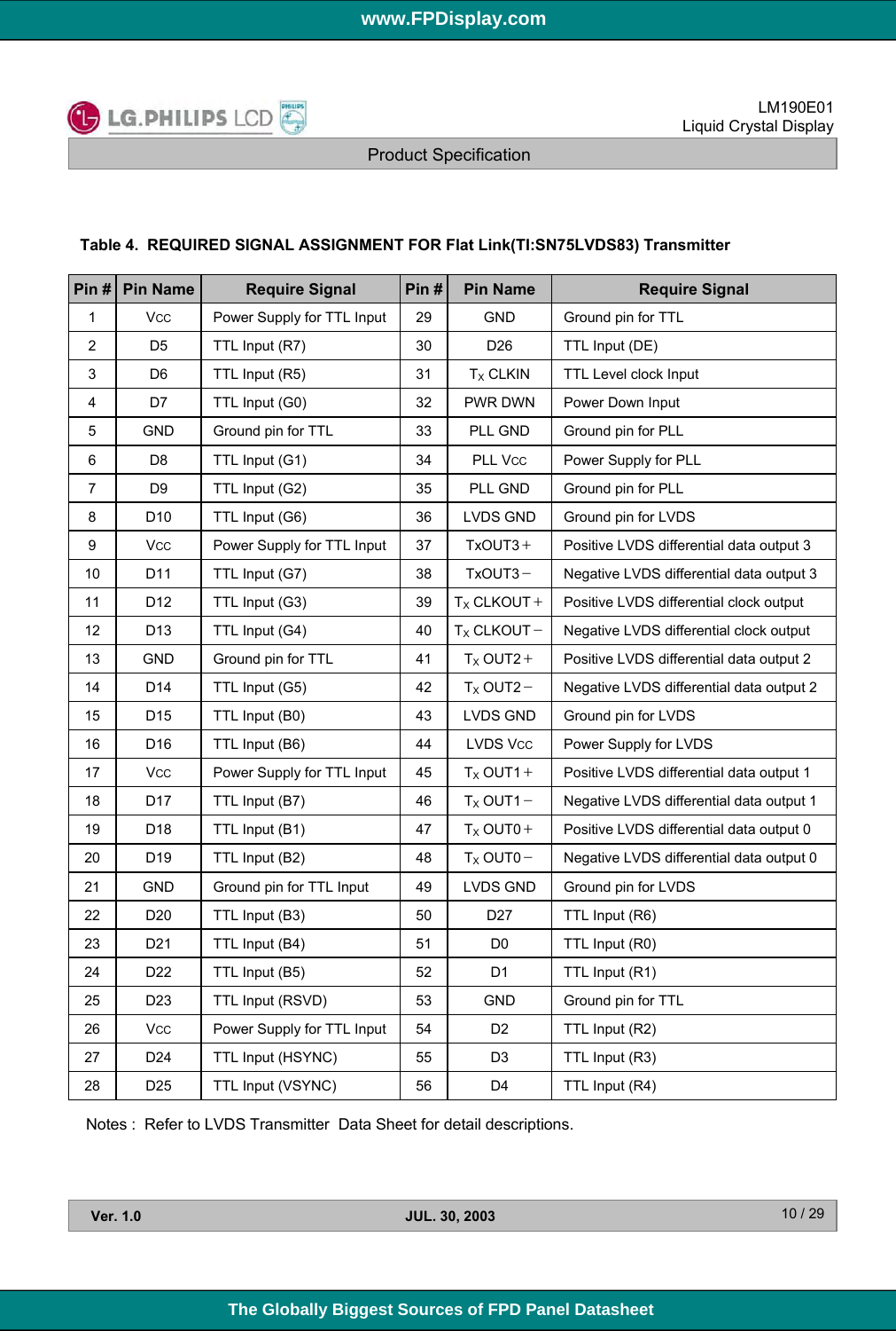**Table 4. REQUIRED SIGNAL ASSIGNMENT FOR Flat Link(TI:SN75LVDS83) Transmitter**

| Pin # | Pin Name | Require Signal | Pin # | Pin Name | Require Signal |
|---|---|---|---|---|---|
| 1 | Vcc | Power Supply for TTL Input | 29 | GND | Ground pin for TTL |
| 2 | D5 | TTL Input (R7) | 30 | D26 | TTL Input (DE) |
| 3 | D6 | TTL Input (R5) | 31 | $T_X$ CLKIN | TTL Level clock Input |
| 4 | D7 | TTL Input (G0) | 32 | PWR DWN | Power Down Input |
| 5 | GND | Ground pin for TTL | 33 | PLL GND | Ground pin for PLL |
| 6 | D8 | TTL Input (G1) | 34 | PLL Vcc | Power Supply for PLL |
| 7 | D9 | TTL Input (G2) | 35 | PLL GND | Ground pin for PLL |
| 8 | D10 | TTL Input (G6) | 36 | LVDS GND | Ground pin for LVDS |
| 9 | Vcc | Power Supply for TTL Input | 37 | TxOUT3＋ | Positive LVDS differential data output 3 |
| 10 | D11 | TTL Input (G7) | 38 | TxOUT3－ | Negative LVDS differential data output 3 |
| 11 | D12 | TTL Input (G3) | 39 | $T_X$ CLKOUT＋ | Positive LVDS differential clock output |
| 12 | D13 | TTL Input (G4) | 40 | $T_X$ CLKOUT－ | Negative LVDS differential clock output |
| 13 | GND | Ground pin for TTL | 41 | $T_X$ OUT2＋ | Positive LVDS differential data output 2 |
| 14 | D14 | TTL Input (G5) | 42 | $T_X$ OUT2－ | Negative LVDS differential data output 2 |
| 15 | D15 | TTL Input (B0) | 43 | LVDS GND | Ground pin for LVDS |
| 16 | D16 | TTL Input (B6) | 44 | LVDS Vcc | Power Supply for LVDS |
| 17 | Vcc | Power Supply for TTL Input | 45 | $T_X$ OUT1＋ | Positive LVDS differential data output 1 |
| 18 | D17 | TTL Input (B7) | 46 | $T_X$ OUT1－ | Negative LVDS differential data output 1 |
| 19 | D18 | TTL Input (B1) | 47 | $T_X$ OUT0＋ | Positive LVDS differential data output 0 |
| 20 | D19 | TTL Input (B2) | 48 | $T_X$ OUT0－ | Negative LVDS differential data output 0 |
| 21 | GND | Ground pin for TTL Input | 49 | LVDS GND | Ground pin for LVDS |
| 22 | D20 | TTL Input (B3) | 50 | D27 | TTL Input (R6) |
| 23 | D21 | TTL Input (B4) | 51 | D0 | TTL Input (R0) |
| 24 | D22 | TTL Input (B5) | 52 | D1 | TTL Input (R1) |
| 25 | D23 | TTL Input (RSVD) | 53 | GND | Ground pin for TTL |
| 26 | Vcc | Power Supply for TTL Input | 54 | D2 | TTL Input (R2) |
| 27 | D24 | TTL Input (HSYNC) | 55 | D3 | TTL Input (R3) |
| 28 | D25 | TTL Input (VSYNC) | 56 | D4 | TTL Input (R4) |

Notes : Refer to LVDS Transmitter Data Sheet for detail descriptions.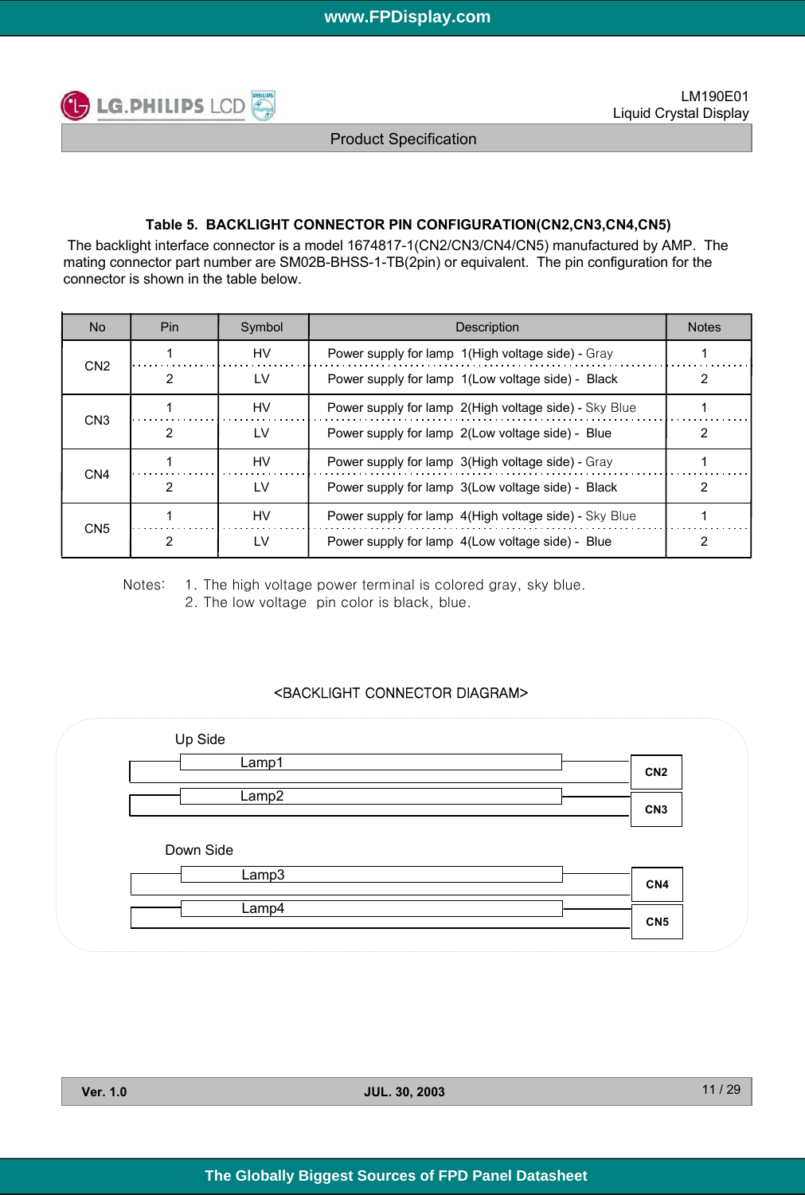### Table 5. BACKLIGHT CONNECTOR PIN CONFIGURATION(CN2,CN3,CN4,CN5)

The backlight interface connector is a model 1674817-1(CN2/CN3/CN4/CN5) manufactured by AMP. The mating connector part number are SM02B-BHSS-1-TB(2pin) or equivalent. The pin configuration for the connector is shown in the table below.

| No | Pin | Symbol | Description | Notes |
|---|---|---|---|---|
| CN2 | 1 | HV | Power supply for lamp 1(High voltage side) - Gray | 1 |
| | 2 | LV | Power supply for lamp 1(Low voltage side) - Black | 2 |
| CN3 | 1 | HV | Power supply for lamp 2(High voltage side) - Sky Blue | 1 |
| | 2 | LV | Power supply for lamp 2(Low voltage side) - Blue | 2 |
| CN4 | 1 | HV | Power supply for lamp 3(High voltage side) - Gray | 1 |
| | 2 | LV | Power supply for lamp 3(Low voltage side) - Black | 2 |
| CN5 | 1 | HV | Power supply for lamp 4(High voltage side) - Sky Blue | 1 |
| | 2 | LV | Power supply for lamp 4(Low voltage side) - Blue | 2 |

Notes: 1. The high voltage power terminal is colored gray, sky blue.
2. The low voltage pin color is black, blue.

<BACKLIGHT CONNECTOR DIAGRAM>

Up Side

Lamp1 — CN2

Lamp2 — CN3

Down Side

Lamp3 — CN4

Lamp4 — CN5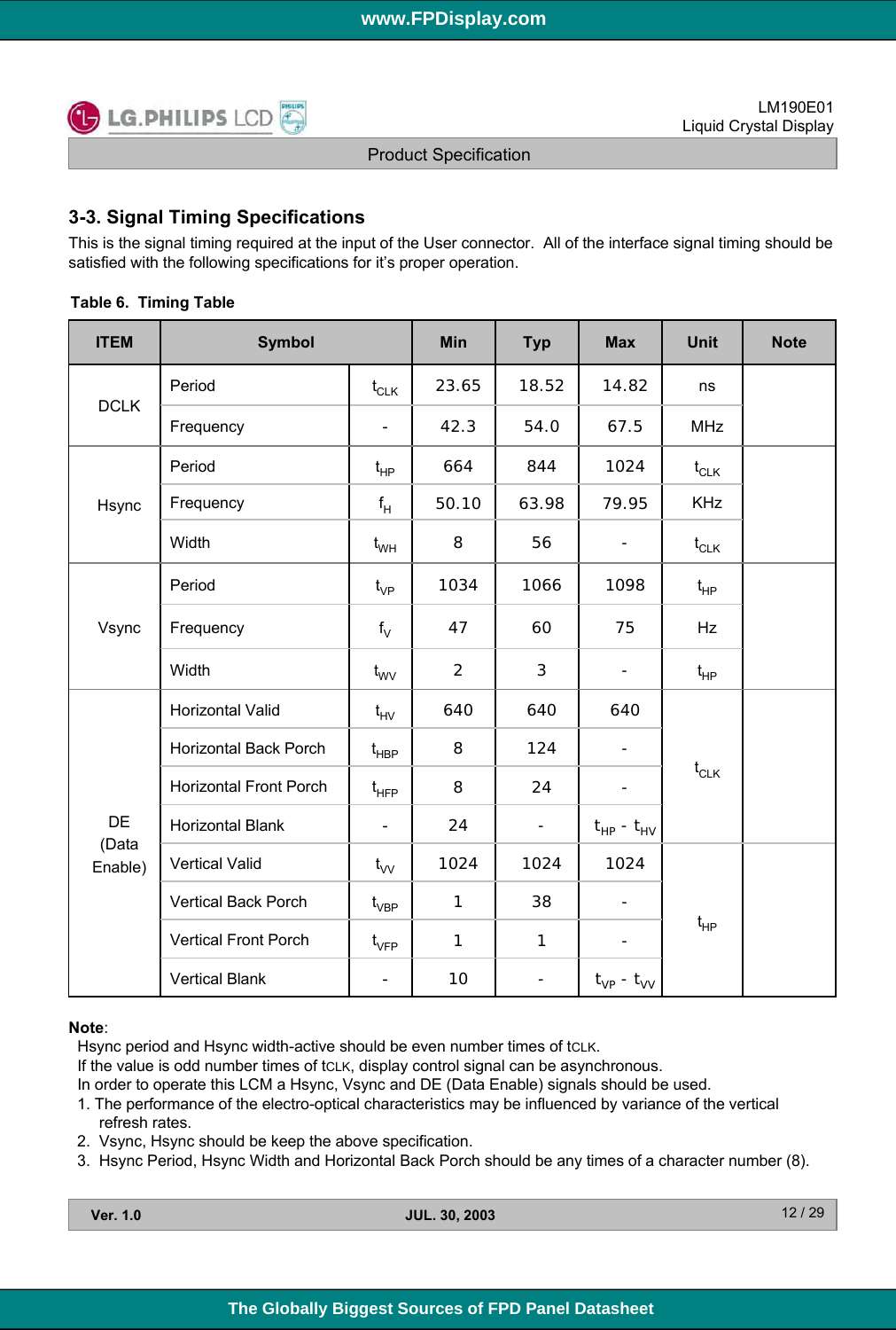## 3-3. Signal Timing Specifications

This is the signal timing required at the input of the User connector. All of the interface signal timing should be satisfied with the following specifications for it's proper operation.

**Table 6. Timing Table**

| ITEM | Symbol | | Min | Typ | Max | Unit | Note |
|---|---|---|---|---|---|---|---|
| DCLK | Period | $t_{CLK}$ | 23.65 | 18.52 | 14.82 | ns | |
| | Frequency | - | 42.3 | 54.0 | 67.5 | MHz | |
| Hsync | Period | $t_{HP}$ | 664 | 844 | 1024 | $t_{CLK}$ | |
| | Frequency | $f_H$ | 50.10 | 63.98 | 79.95 | KHz | |
| | Width | $t_{WH}$ | 8 | 56 | - | $t_{CLK}$ | |
| Vsync | Period | $t_{VP}$ | 1034 | 1066 | 1098 | $t_{HP}$ | |
| | Frequency | $f_V$ | 47 | 60 | 75 | Hz | |
| | Width | $t_{WV}$ | 2 | 3 | - | $t_{HP}$ | |
| DE (Data Enable) | Horizontal Valid | $t_{HV}$ | 640 | 640 | 640 | $t_{CLK}$ | |
| | Horizontal Back Porch | $t_{HBP}$ | 8 | 124 | - | | |
| | Horizontal Front Porch | $t_{HFP}$ | 8 | 24 | - | | |
| | Horizontal Blank | - | 24 | - | $t_{HP}$ - $t_{HV}$ | | |
| | Vertical Valid | $t_{VV}$ | 1024 | 1024 | 1024 | $t_{HP}$ | |
| | Vertical Back Porch | $t_{VBP}$ | 1 | 38 | - | | |
| | Vertical Front Porch | $t_{VFP}$ | 1 | 1 | - | | |
| | Vertical Blank | - | 10 | - | $t_{VP}$ - $t_{VV}$ | | |

**Note**:

Hsync period and Hsync width-active should be even number times of tCLK.
If the value is odd number times of tCLK, display control signal can be asynchronous.
In order to operate this LCM a Hsync, Vsync and DE (Data Enable) signals should be used.

1. The performance of the electro-optical characteristics may be influenced by variance of the vertical refresh rates.
2. Vsync, Hsync should be keep the above specification.
3. Hsync Period, Hsync Width and Horizontal Back Porch should be any times of a character number (8).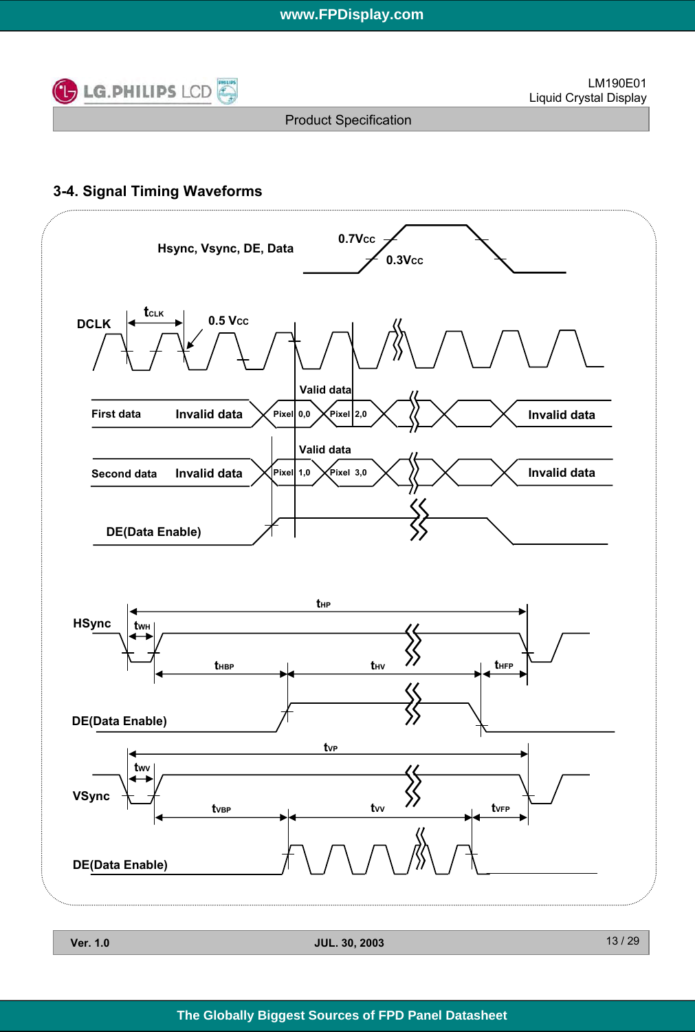## 3-4. Signal Timing Waveforms

Hsync, Vsync, DE, Data — 0.7Vcc, 0.3Vcc

DCLK — $t_{CLK}$, 0.5 Vcc

First data: Invalid data | Pixel 0,0 | Pixel 2,0 | Invalid data (Valid data)

Second data: Invalid data | Pixel 1,0 | Pixel 3,0 | Invalid data (Valid data)

DE(Data Enable)

HSync — $t_{HP}$, $t_{WH}$, $t_{HBP}$, $t_{HV}$, $t_{HFP}$

DE(Data Enable)

VSync — $t_{VP}$, $t_{WV}$, $t_{VBP}$, $t_{VV}$, $t_{VFP}$

DE(Data Enable)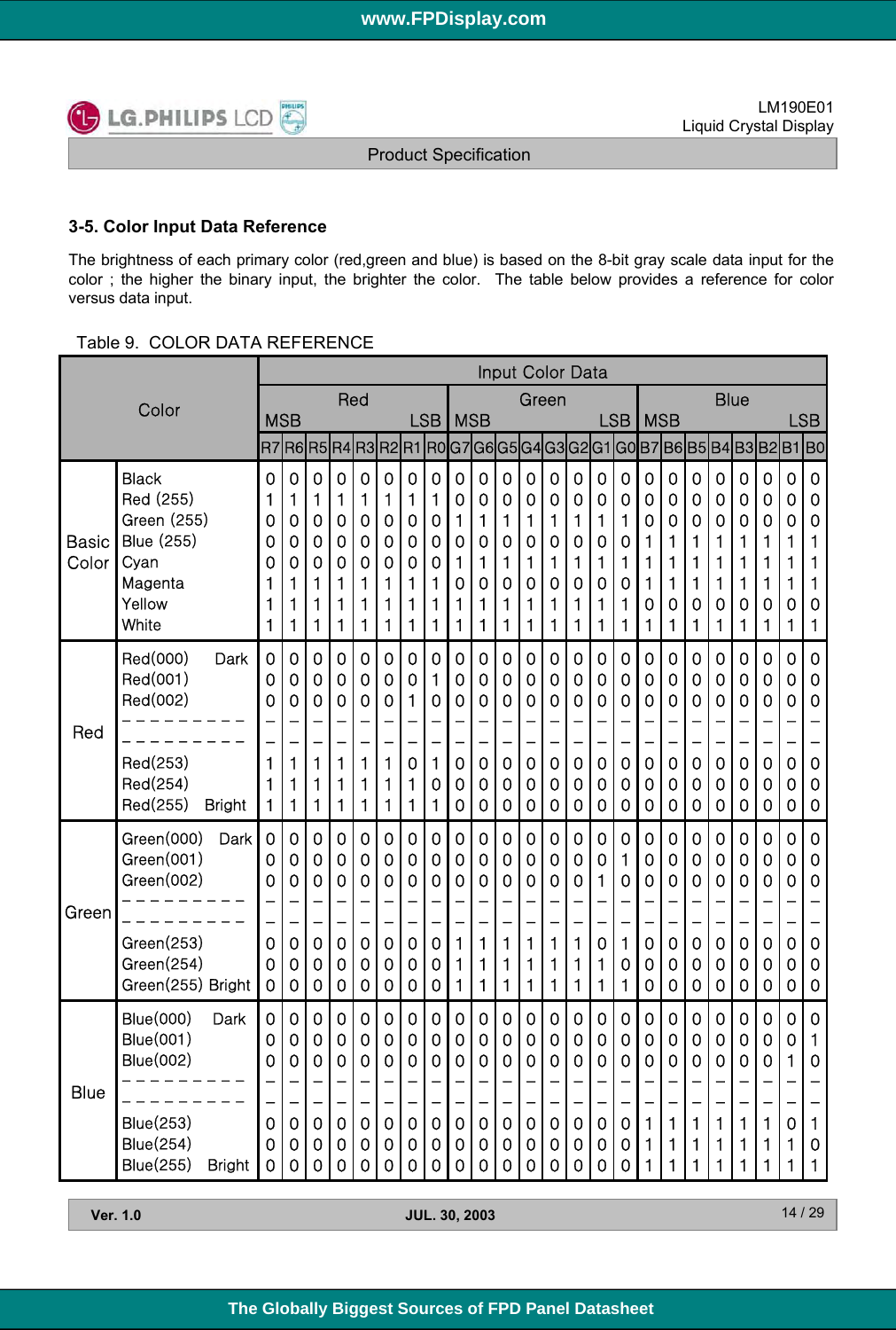### 3-5. Color Input Data Reference

The brightness of each primary color (red,green and blue) is based on the 8-bit gray scale data input for the color ; the higher the binary input, the brighter the color. The table below provides a reference for color versus data input.

Table 9. COLOR DATA REFERENCE

| Color | | Red MSB | | | | | | | Red LSB | Green MSB | | | | | | | Green LSB | Blue MSB | | | | | | | Blue LSB |
|---|---|---|---|---|---|---|---|---|---|---|---|---|---|---|---|---|---|---|---|---|---|---|---|---|---|
| | | R7 | R6 | R5 | R4 | R3 | R2 | R1 | R0 | G7 | G6 | G5 | G4 | G3 | G2 | G1 | G0 | B7 | B6 | B5 | B4 | B3 | B2 | B1 | B0 |
| Basic Color | Black | 0 | 0 | 0 | 0 | 0 | 0 | 0 | 0 | 0 | 0 | 0 | 0 | 0 | 0 | 0 | 0 | 0 | 0 | 0 | 0 | 0 | 0 | 0 | 0 |
| | Red (255) | 1 | 1 | 1 | 1 | 1 | 1 | 1 | 1 | 0 | 0 | 0 | 0 | 0 | 0 | 0 | 0 | 0 | 0 | 0 | 0 | 0 | 0 | 0 | 0 |
| | Green (255) | 0 | 0 | 0 | 0 | 0 | 0 | 0 | 0 | 1 | 1 | 1 | 1 | 1 | 1 | 1 | 1 | 0 | 0 | 0 | 0 | 0 | 0 | 0 | 0 |
| | Blue (255) | 0 | 0 | 0 | 0 | 0 | 0 | 0 | 0 | 0 | 0 | 0 | 0 | 0 | 0 | 0 | 0 | 1 | 1 | 1 | 1 | 1 | 1 | 1 | 1 |
| | Cyan | 0 | 0 | 0 | 0 | 0 | 0 | 0 | 0 | 1 | 1 | 1 | 1 | 1 | 1 | 1 | 1 | 1 | 1 | 1 | 1 | 1 | 1 | 1 | 1 |
| | Magenta | 1 | 1 | 1 | 1 | 1 | 1 | 1 | 1 | 0 | 0 | 0 | 0 | 0 | 0 | 0 | 0 | 1 | 1 | 1 | 1 | 1 | 1 | 1 | 1 |
| | Yellow | 1 | 1 | 1 | 1 | 1 | 1 | 1 | 1 | 1 | 1 | 1 | 1 | 1 | 1 | 1 | 1 | 0 | 0 | 0 | 0 | 0 | 0 | 0 | 0 |
| | White | 1 | 1 | 1 | 1 | 1 | 1 | 1 | 1 | 1 | 1 | 1 | 1 | 1 | 1 | 1 | 1 | 1 | 1 | 1 | 1 | 1 | 1 | 1 | 1 |
| Red | Red(000) Dark | 0 | 0 | 0 | 0 | 0 | 0 | 0 | 0 | 0 | 0 | 0 | 0 | 0 | 0 | 0 | 0 | 0 | 0 | 0 | 0 | 0 | 0 | 0 | 0 |
| | Red(001) | 0 | 0 | 0 | 0 | 0 | 0 | 0 | 1 | 0 | 0 | 0 | 0 | 0 | 0 | 0 | 0 | 0 | 0 | 0 | 0 | 0 | 0 | 0 | 0 |
| | Red(002) | 0 | 0 | 0 | 0 | 0 | 0 | 1 | 0 | 0 | 0 | 0 | 0 | 0 | 0 | 0 | 0 | 0 | 0 | 0 | 0 | 0 | 0 | 0 | 0 |
| | - - - - - - - - - | - | - | - | - | - | - | - | - | - | - | - | - | - | - | - | - | - | - | - | - | - | - | - | - |
| | - - - - - - - - - | - | - | - | - | - | - | - | - | - | - | - | - | - | - | - | - | - | - | - | - | - | - | - | - |
| | Red(253) | 1 | 1 | 1 | 1 | 1 | 1 | 0 | 1 | 0 | 0 | 0 | 0 | 0 | 0 | 0 | 0 | 0 | 0 | 0 | 0 | 0 | 0 | 0 | 0 |
| | Red(254) | 1 | 1 | 1 | 1 | 1 | 1 | 1 | 0 | 0 | 0 | 0 | 0 | 0 | 0 | 0 | 0 | 0 | 0 | 0 | 0 | 0 | 0 | 0 | 0 |
| | Red(255) Bright | 1 | 1 | 1 | 1 | 1 | 1 | 1 | 1 | 0 | 0 | 0 | 0 | 0 | 0 | 0 | 0 | 0 | 0 | 0 | 0 | 0 | 0 | 0 | 0 |
| Green | Green(000) Dark | 0 | 0 | 0 | 0 | 0 | 0 | 0 | 0 | 0 | 0 | 0 | 0 | 0 | 0 | 0 | 0 | 0 | 0 | 0 | 0 | 0 | 0 | 0 | 0 |
| | Green(001) | 0 | 0 | 0 | 0 | 0 | 0 | 0 | 0 | 0 | 0 | 0 | 0 | 0 | 0 | 0 | 1 | 0 | 0 | 0 | 0 | 0 | 0 | 0 | 0 |
| | Green(002) | 0 | 0 | 0 | 0 | 0 | 0 | 0 | 0 | 0 | 0 | 0 | 0 | 0 | 0 | 1 | 0 | 0 | 0 | 0 | 0 | 0 | 0 | 0 | 0 |
| | - - - - - - - - - | - | - | - | - | - | - | - | - | - | - | - | - | - | - | - | - | - | - | - | - | - | - | - | - |
| | - - - - - - - - - | - | - | - | - | - | - | - | - | - | - | - | - | - | - | - | - | - | - | - | - | - | - | - | - |
| | Green(253) | 0 | 0 | 0 | 0 | 0 | 0 | 0 | 0 | 1 | 1 | 1 | 1 | 1 | 1 | 0 | 1 | 0 | 0 | 0 | 0 | 0 | 0 | 0 | 0 |
| | Green(254) | 0 | 0 | 0 | 0 | 0 | 0 | 0 | 0 | 1 | 1 | 1 | 1 | 1 | 1 | 1 | 0 | 0 | 0 | 0 | 0 | 0 | 0 | 0 | 0 |
| | Green(255) Bright | 0 | 0 | 0 | 0 | 0 | 0 | 0 | 0 | 1 | 1 | 1 | 1 | 1 | 1 | 1 | 1 | 0 | 0 | 0 | 0 | 0 | 0 | 0 | 0 |
| Blue | Blue(000) Dark | 0 | 0 | 0 | 0 | 0 | 0 | 0 | 0 | 0 | 0 | 0 | 0 | 0 | 0 | 0 | 0 | 0 | 0 | 0 | 0 | 0 | 0 | 0 | 0 |
| | Blue(001) | 0 | 0 | 0 | 0 | 0 | 0 | 0 | 0 | 0 | 0 | 0 | 0 | 0 | 0 | 0 | 0 | 0 | 0 | 0 | 0 | 0 | 0 | 0 | 1 |
| | Blue(002) | 0 | 0 | 0 | 0 | 0 | 0 | 0 | 0 | 0 | 0 | 0 | 0 | 0 | 0 | 0 | 0 | 0 | 0 | 0 | 0 | 0 | 0 | 1 | 0 |
| | - - - - - - - - - | - | - | - | - | - | - | - | - | - | - | - | - | - | - | - | - | - | - | - | - | - | - | - | - |
| | - - - - - - - - - | - | - | - | - | - | - | - | - | - | - | - | - | - | - | - | - | - | - | - | - | - | - | - | - |
| | Blue(253) | 0 | 0 | 0 | 0 | 0 | 0 | 0 | 0 | 0 | 0 | 0 | 0 | 0 | 0 | 0 | 0 | 1 | 1 | 1 | 1 | 1 | 1 | 0 | 1 |
| | Blue(254) | 0 | 0 | 0 | 0 | 0 | 0 | 0 | 0 | 0 | 0 | 0 | 0 | 0 | 0 | 0 | 0 | 1 | 1 | 1 | 1 | 1 | 1 | 1 | 0 |
| | Blue(255) Bright | 0 | 0 | 0 | 0 | 0 | 0 | 0 | 0 | 0 | 0 | 0 | 0 | 0 | 0 | 0 | 0 | 1 | 1 | 1 | 1 | 1 | 1 | 1 | 1 |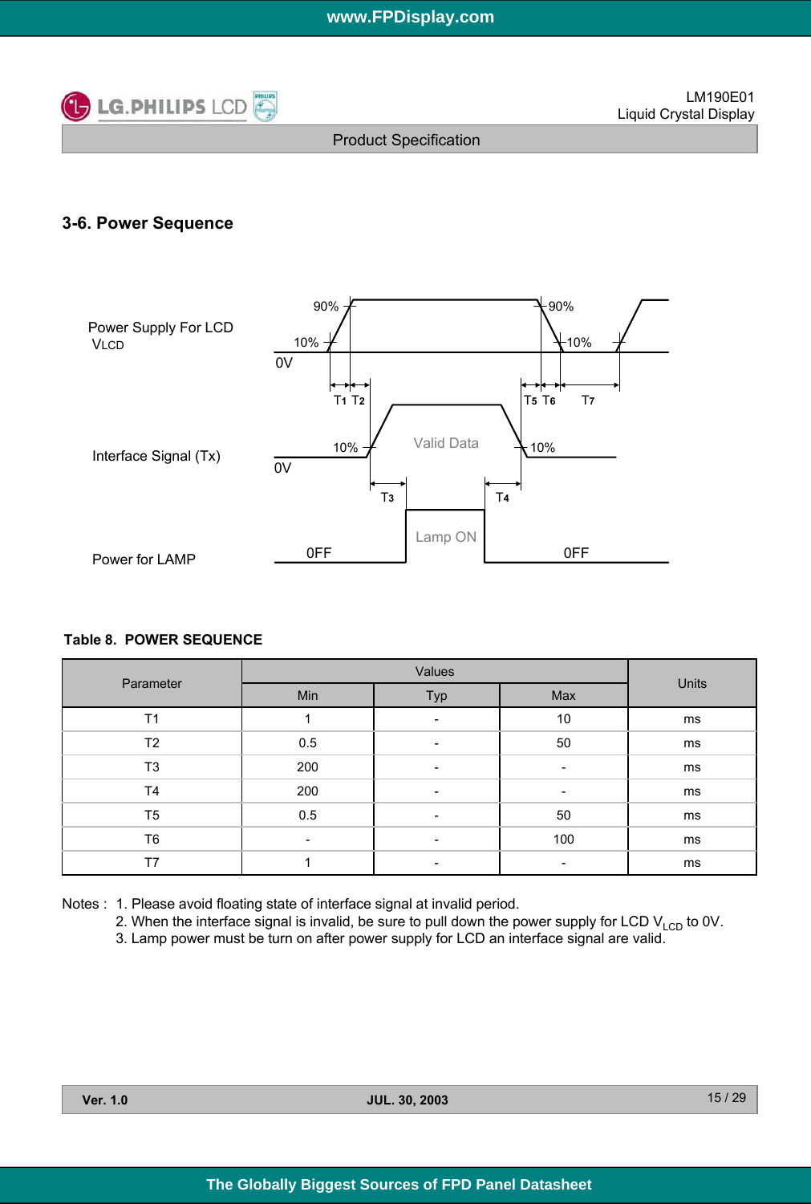## 3-6. Power Sequence

Power Supply For LCD $V_{LCD}$

Interface Signal (Tx)

Power for LAMP

**Table 8. POWER SEQUENCE**

| Parameter | Values | | | Units |
|---|---|---|---|---|
| | Min | Typ | Max | |
| T1 | 1 | - | 10 | ms |
| T2 | 0.5 | - | 50 | ms |
| T3 | 200 | - | - | ms |
| T4 | 200 | - | - | ms |
| T5 | 0.5 | - | 50 | ms |
| T6 | - | - | 100 | ms |
| T7 | 1 | - | - | ms |

Notes :
1. Please avoid floating state of interface signal at invalid period.
2. When the interface signal is invalid, be sure to pull down the power supply for LCD $V_{LCD}$ to 0V.
3. Lamp power must be turn on after power supply for LCD an interface signal are valid.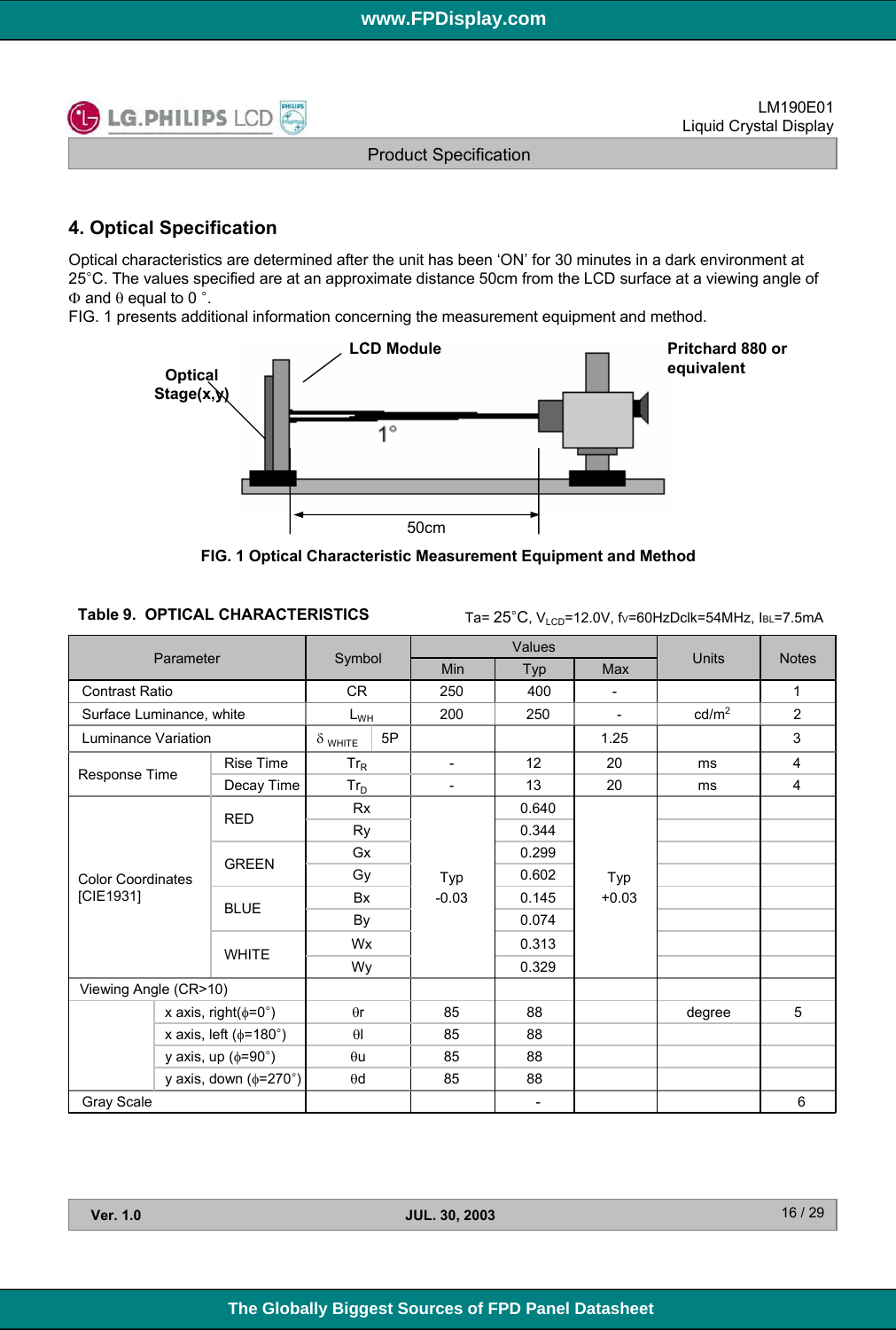## 4. Optical Specification

Optical characteristics are determined after the unit has been ‘ON’ for 30 minutes in a dark environment at 25°C. The values specified are at an approximate distance 50cm from the LCD surface at a viewing angle of Φ and θ equal to 0 °.
FIG. 1 presents additional information concerning the measurement equipment and method.

FIG. 1 Optical Characteristic Measurement Equipment and Method

**Table 9. OPTICAL CHARACTERISTICS**

Ta= 25°C, $V_{LCD}$=12.0V, fv=60HzDclk=54MHz, $I_{BL}$=7.5mA

| Parameter | | Symbol | | Values | | | Units | Notes |
|---|---|---|---|---|---|---|---|---|
| | | | | Min | Typ | Max | | |
| Contrast Ratio | | CR | | 250 | 400 | - | | 1 |
| Surface Luminance, white | | $L_{WH}$ | | 200 | 250 | - | cd/m² | 2 |
| Luminance Variation | | $\delta_{WHITE}$ | 5P | | | 1.25 | | 3 |
| Response Time | Rise Time | $Tr_R$ | | - | 12 | 20 | ms | 4 |
| | Decay Time | $Tr_D$ | | - | 13 | 20 | ms | 4 |
| Color Coordinates [CIE1931] | RED | Rx | | Typ -0.03 | 0.640 | Typ +0.03 | | |
| | | Ry | | | 0.344 | | | |
| | GREEN | Gx | | | 0.299 | | | |
| | | Gy | | | 0.602 | | | |
| | BLUE | Bx | | | 0.145 | | | |
| | | By | | | 0.074 | | | |
| | WHITE | Wx | | | 0.313 | | | |
| | | Wy | | | 0.329 | | | |
| Viewing Angle (CR>10) | | | | | | | | |
| | x axis, right(φ=0°) | θr | | 85 | 88 | | degree | 5 |
| | x axis, left (φ=180°) | θl | | 85 | 88 | | | |
| | y axis, up (φ=90°) | θu | | 85 | 88 | | | |
| | y axis, down (φ=270°) | θd | | 85 | 88 | | | |
| Gray Scale | | | | | - | | | 6 |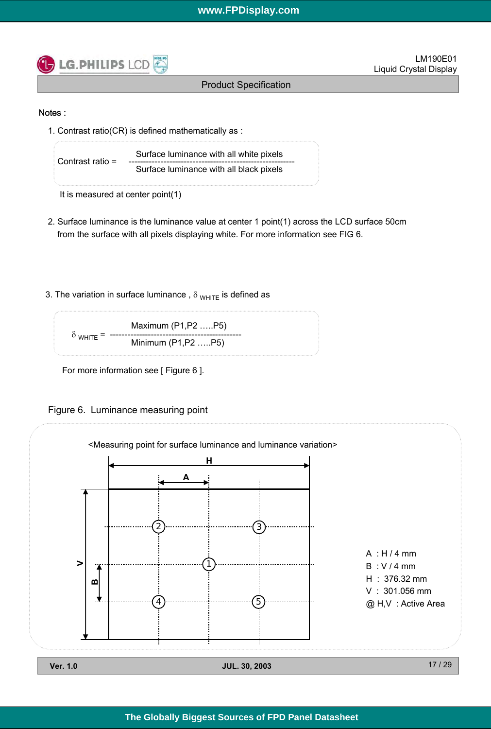Notes :

1. Contrast ratio(CR) is defined mathematically as :

$$\text{Contrast ratio} = \frac{\text{Surface luminance with all white pixels}}{\text{Surface luminance with all black pixels}}$$

It is measured at center point(1)

2. Surface luminance is the luminance value at center 1 point(1) across the LCD surface 50cm from the surface with all pixels displaying white. For more information see FIG 6.

3. The variation in surface luminance , $\delta_{WHITE}$ is defined as

$$\delta_{WHITE} = \frac{\text{Maximum (P1,P2 …..P5)}}{\text{Minimum (P1,P2 …..P5)}}$$

For more information see [ Figure 6 ].

Figure 6. Luminance measuring point

<Measuring point for surface luminance and luminance variation>

A : H / 4 mm
B : V / 4 mm
H : 376.32 mm
V : 301.056 mm
@ H,V : Active Area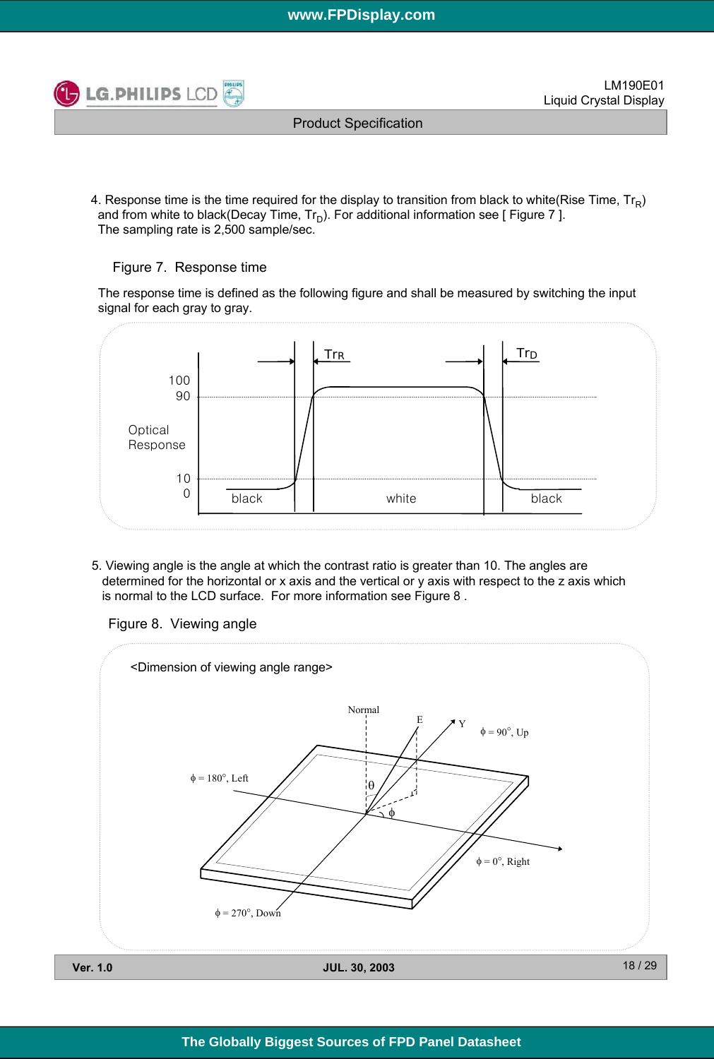4. Response time is the time required for the display to transition from black to white(Rise Time, $Tr_R$) and from white to black(Decay Time, $Tr_D$). For additional information see [ Figure 7 ]. The sampling rate is 2,500 sample/sec.

Figure 7. Response time

The response time is defined as the following figure and shall be measured by switching the input signal for each gray to gray.

5. Viewing angle is the angle at which the contrast ratio is greater than 10. The angles are determined for the horizontal or x axis and the vertical or y axis with respect to the z axis which is normal to the LCD surface. For more information see Figure 8 .

Figure 8. Viewing angle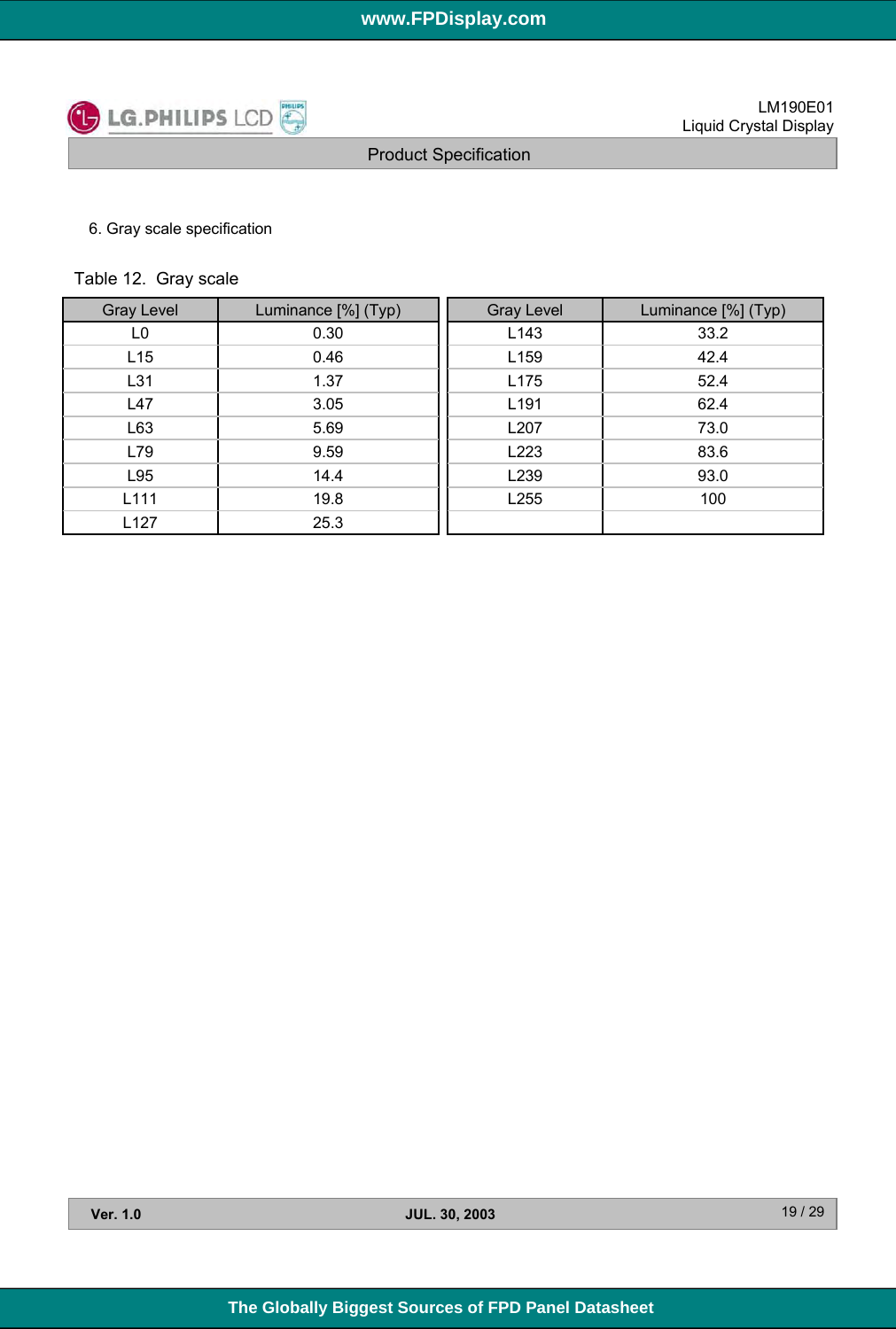6. Gray scale specification

Table 12. Gray scale

| Gray Level | Luminance [%] (Typ) | Gray Level | Luminance [%] (Typ) |
|---|---|---|---|
| L0 | 0.30 | L143 | 33.2 |
| L15 | 0.46 | L159 | 42.4 |
| L31 | 1.37 | L175 | 52.4 |
| L47 | 3.05 | L191 | 62.4 |
| L63 | 5.69 | L207 | 73.0 |
| L79 | 9.59 | L223 | 83.6 |
| L95 | 14.4 | L239 | 93.0 |
| L111 | 19.8 | L255 | 100 |
| L127 | 25.3 | | |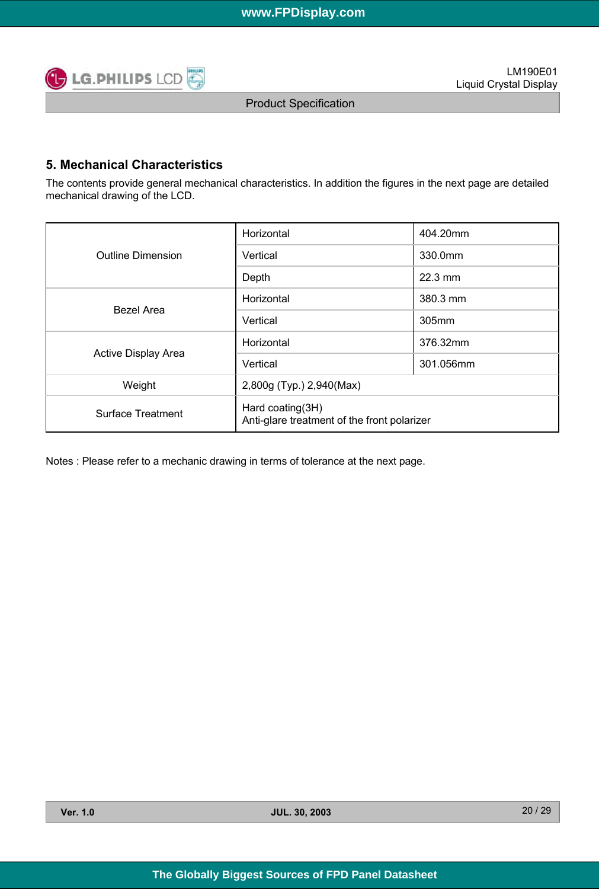## 5. Mechanical Characteristics

The contents provide general mechanical characteristics. In addition the figures in the next page are detailed mechanical drawing of the LCD.

| Item | | |
|---|---|---|
| Outline Dimension | Horizontal | 404.20mm |
| | Vertical | 330.0mm |
| | Depth | 22.3 mm |
| Bezel Area | Horizontal | 380.3 mm |
| | Vertical | 305mm |
| Active Display Area | Horizontal | 376.32mm |
| | Vertical | 301.056mm |
| Weight | 2,800g (Typ.) 2,940(Max) | |
| Surface Treatment | Hard coating(3H)<br>Anti-glare treatment of the front polarizer | |

Notes : Please refer to a mechanic drawing in terms of tolerance at the next page.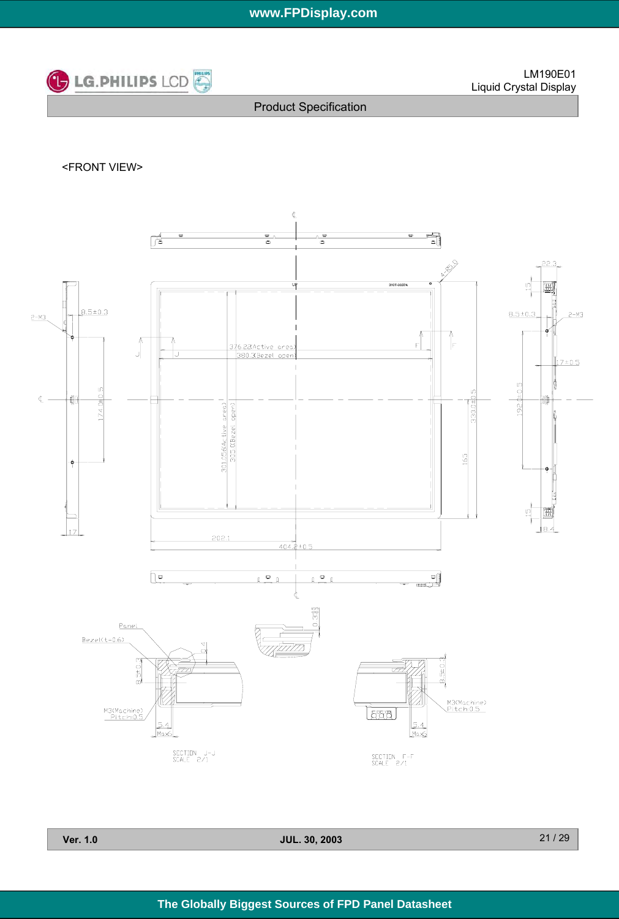<FRONT VIEW>

376.22(Active area)

380.3(Bezel open)

301.056(Active area)

305.0(Bezel open)

404.2±0.5

202.1

330.0±0.5

165

174.0±0.5

192.0±0.5

8.5±0.3

2-M3

17

22.3

15

17±0.5

8.4

4-R5.0

Panel

Bezel(t=0.6)

M3(Machine) Pitch0.5

5.4 Max

SECTION J-J SCALE 2/1

SECTION F-F SCALE 2/1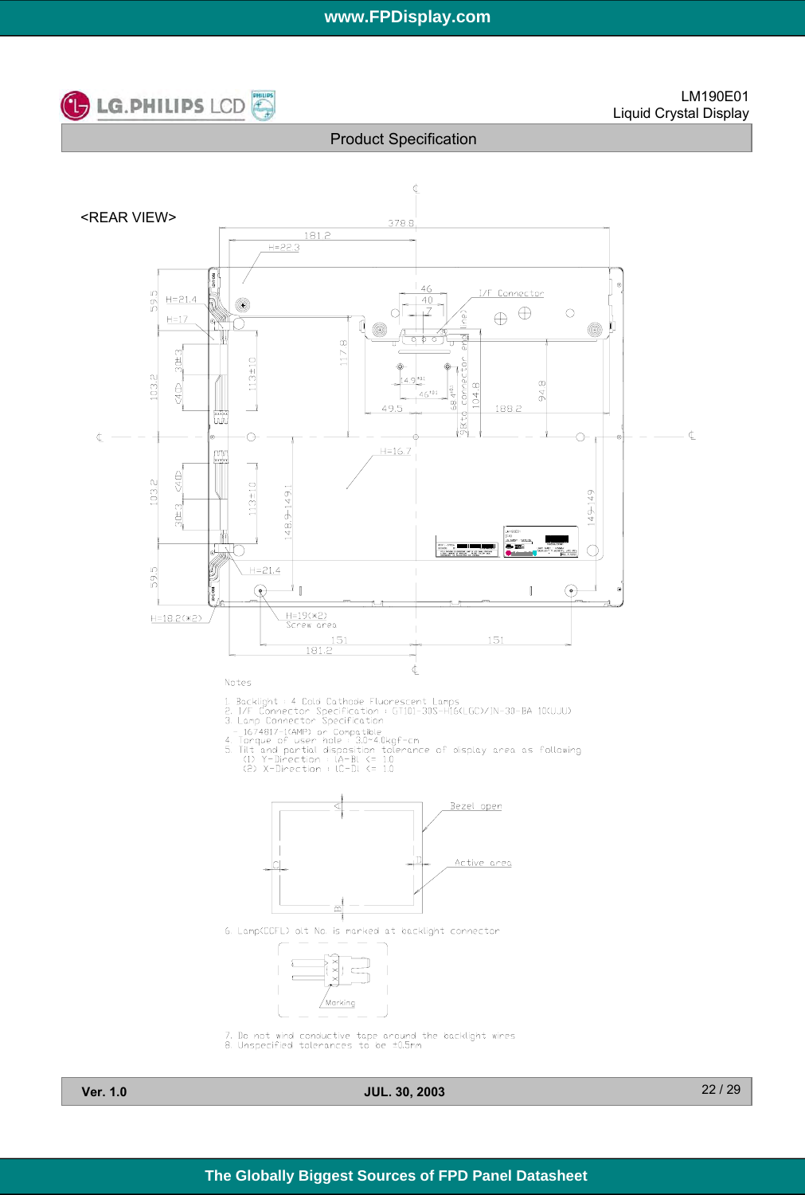Product Specification

<REAR VIEW>

Notes

1. Backlight : 4 Cold Cathode Fluorescent Lamps
2. I/F Connector Specification : GT101-30S-H16(LGC)/IN-30-BA 10(UJU)
3. Lamp Connector Specification
   - 1674817-1(AMP) or Compatible
4. Torque of user hole : 3.0~4.0kgf-cm
5. Tilt and partial disposition tolerance of display area as following
   (1) Y-Direction : |A-B| <= 1.0
   (2) X-Direction : |C-D| <= 1.0

6. Lamp(CCFL) alt No is marked at backlight connector

7. Do not wind conductive tape around the backlight wires
8. Unspecified tolerances to be ±0.5mm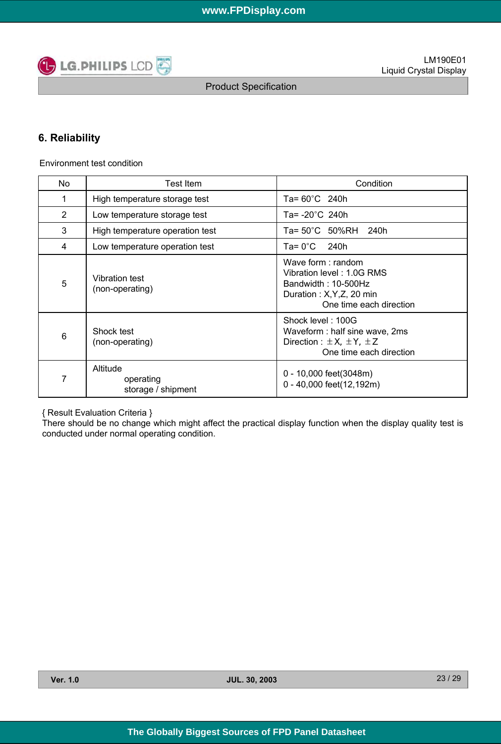## 6. Reliability

Environment test condition

| No | Test Item | Condition |
|---|---|---|
| 1 | High temperature storage test | Ta= 60°C 240h |
| 2 | Low temperature storage test | Ta= -20°C 240h |
| 3 | High temperature operation test | Ta= 50°C 50%RH 240h |
| 4 | Low temperature operation test | Ta= 0°C 240h |
| 5 | Vibration test (non-operating) | Wave form : random<br>Vibration level : 1.0G RMS<br>Bandwidth : 10-500Hz<br>Duration : X,Y,Z, 20 min<br>One time each direction |
| 6 | Shock test (non-operating) | Shock level : 100G<br>Waveform : half sine wave, 2ms<br>Direction : ±X, ±Y, ±Z<br>One time each direction |
| 7 | Altitude<br>operating<br>storage / shipment | <br>0 - 10,000 feet(3048m)<br>0 - 40,000 feet(12,192m) |

{ Result Evaluation Criteria }
There should be no change which might affect the practical display function when the display quality test is conducted under normal operating condition.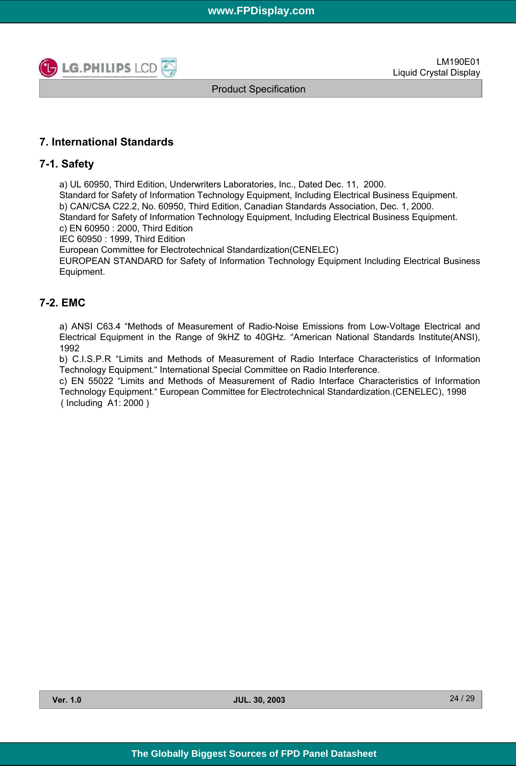## 7. International Standards

### 7-1. Safety

a) UL 60950, Third Edition, Underwriters Laboratories, Inc., Dated Dec. 11, 2000.
Standard for Safety of Information Technology Equipment, Including Electrical Business Equipment.
b) CAN/CSA C22.2, No. 60950, Third Edition, Canadian Standards Association, Dec. 1, 2000.
Standard for Safety of Information Technology Equipment, Including Electrical Business Equipment.
c) EN 60950 : 2000, Third Edition
IEC 60950 : 1999, Third Edition
European Committee for Electrotechnical Standardization(CENELEC)
EUROPEAN STANDARD for Safety of Information Technology Equipment Including Electrical Business Equipment.

### 7-2. EMC

a) ANSI C63.4 “Methods of Measurement of Radio-Noise Emissions from Low-Voltage Electrical and Electrical Equipment in the Range of 9kHZ to 40GHz. “American National Standards Institute(ANSI), 1992
b) C.I.S.P.R “Limits and Methods of Measurement of Radio Interface Characteristics of Information Technology Equipment.“ International Special Committee on Radio Interference.
c) EN 55022 “Limits and Methods of Measurement of Radio Interface Characteristics of Information Technology Equipment.“ European Committee for Electrotechnical Standardization.(CENELEC), 1998 ( Including A1: 2000 )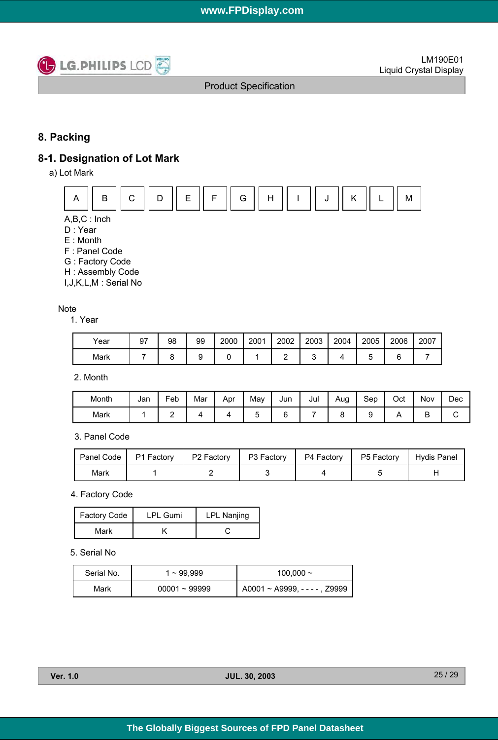## 8. Packing

### 8-1. Designation of Lot Mark

a) Lot Mark

| A | B | C | D | E | F | G | H | I | J | K | L | M |
|---|---|---|---|---|---|---|---|---|---|---|---|---|

A,B,C : Inch
D : Year
E : Month
F : Panel Code
G : Factory Code
H : Assembly Code
I,J,K,L,M : Serial No

Note

1. Year

| Year | 97 | 98 | 99 | 2000 | 2001 | 2002 | 2003 | 2004 | 2005 | 2006 | 2007 |
|---|---|---|---|---|---|---|---|---|---|---|---|
| Mark | 7 | 8 | 9 | 0 | 1 | 2 | 3 | 4 | 5 | 6 | 7 |

2. Month

| Month | Jan | Feb | Mar | Apr | May | Jun | Jul | Aug | Sep | Oct | Nov | Dec |
|---|---|---|---|---|---|---|---|---|---|---|---|---|
| Mark | 1 | 2 | 4 | 4 | 5 | 6 | 7 | 8 | 9 | A | B | C |

3. Panel Code

| Panel Code | P1 Factory | P2 Factory | P3 Factory | P4 Factory | P5 Factory | Hydis Panel |
|---|---|---|---|---|---|---|
| Mark | 1 | 2 | 3 | 4 | 5 | H |

4. Factory Code

| Factory Code | LPL Gumi | LPL Nanjing |
|---|---|---|
| Mark | K | C |

5. Serial No

| Serial No. | 1 ~ 99,999 | 100,000 ~ |
|---|---|---|
| Mark | 00001 ~ 99999 | A0001 ~ A9999, - - - - , Z9999 |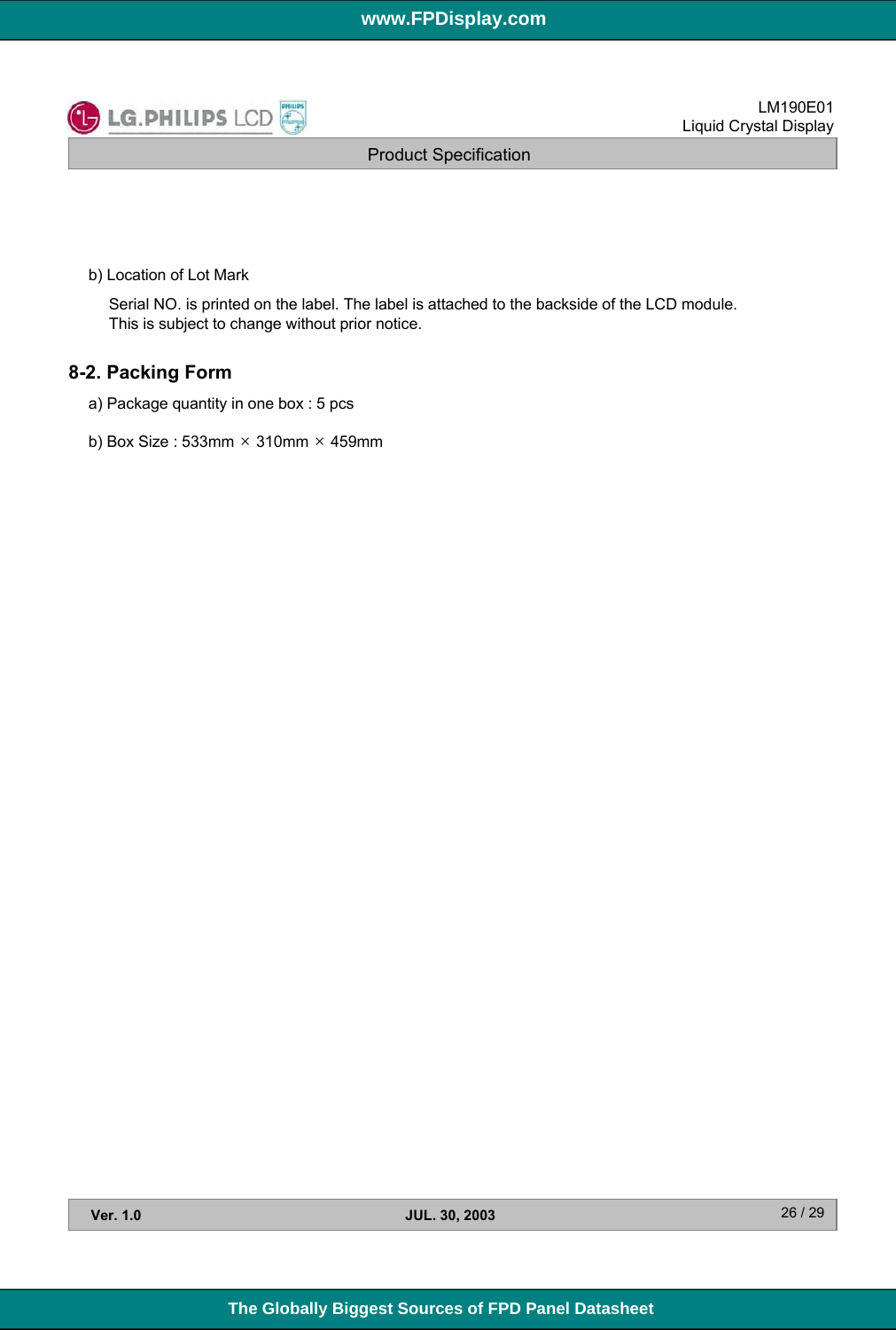b) Location of Lot Mark

Serial NO. is printed on the label. The label is attached to the backside of the LCD module.
This is subject to change without prior notice.

## 8-2. Packing Form

a) Package quantity in one box : 5 pcs

b) Box Size : 533mm × 310mm × 459mm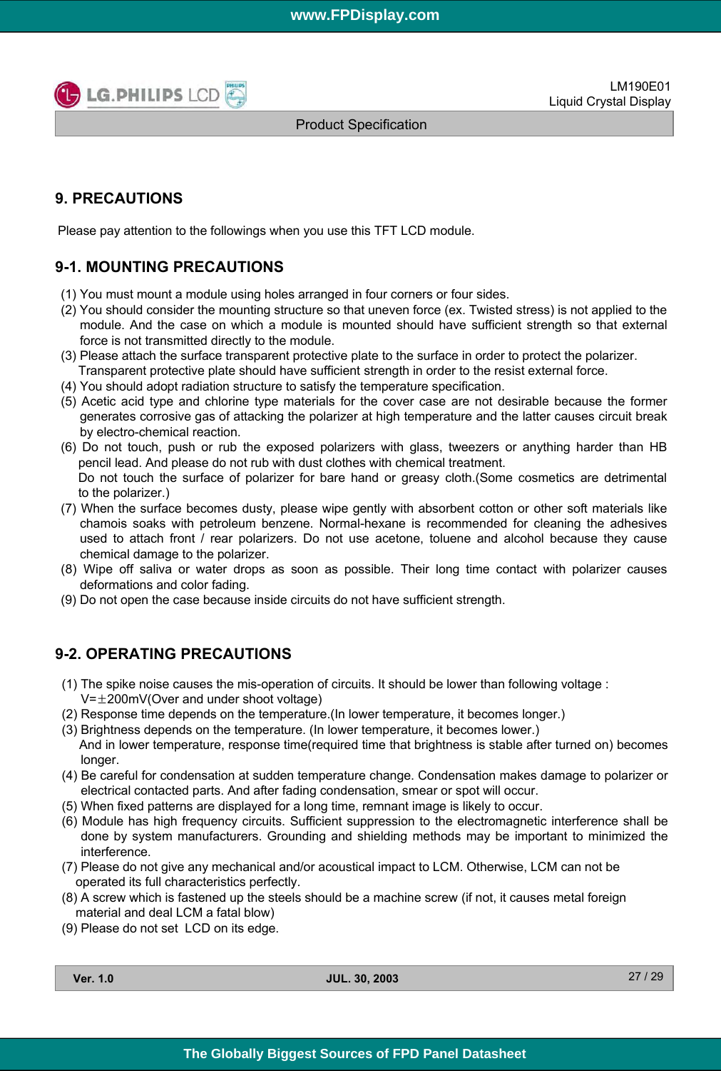## 9. PRECAUTIONS

Please pay attention to the followings when you use this TFT LCD module.

### 9-1. MOUNTING PRECAUTIONS

(1) You must mount a module using holes arranged in four corners or four sides.
(2) You should consider the mounting structure so that uneven force (ex. Twisted stress) is not applied to the module. And the case on which a module is mounted should have sufficient strength so that external force is not transmitted directly to the module.
(3) Please attach the surface transparent protective plate to the surface in order to protect the polarizer. Transparent protective plate should have sufficient strength in order to the resist external force.
(4) You should adopt radiation structure to satisfy the temperature specification.
(5) Acetic acid type and chlorine type materials for the cover case are not desirable because the former generates corrosive gas of attacking the polarizer at high temperature and the latter causes circuit break by electro-chemical reaction.
(6) Do not touch, push or rub the exposed polarizers with glass, tweezers or anything harder than HB pencil lead. And please do not rub with dust clothes with chemical treatment.
Do not touch the surface of polarizer for bare hand or greasy cloth.(Some cosmetics are detrimental to the polarizer.)
(7) When the surface becomes dusty, please wipe gently with absorbent cotton or other soft materials like chamois soaks with petroleum benzene. Normal-hexane is recommended for cleaning the adhesives used to attach front / rear polarizers. Do not use acetone, toluene and alcohol because they cause chemical damage to the polarizer.
(8) Wipe off saliva or water drops as soon as possible. Their long time contact with polarizer causes deformations and color fading.
(9) Do not open the case because inside circuits do not have sufficient strength.

### 9-2. OPERATING PRECAUTIONS

(1) The spike noise causes the mis-operation of circuits. It should be lower than following voltage :
V=±200mV(Over and under shoot voltage)
(2) Response time depends on the temperature.(In lower temperature, it becomes longer.)
(3) Brightness depends on the temperature. (In lower temperature, it becomes lower.)
And in lower temperature, response time(required time that brightness is stable after turned on) becomes longer.
(4) Be careful for condensation at sudden temperature change. Condensation makes damage to polarizer or electrical contacted parts. And after fading condensation, smear or spot will occur.
(5) When fixed patterns are displayed for a long time, remnant image is likely to occur.
(6) Module has high frequency circuits. Sufficient suppression to the electromagnetic interference shall be done by system manufacturers. Grounding and shielding methods may be important to minimized the interference.
(7) Please do not give any mechanical and/or acoustical impact to LCM. Otherwise, LCM can not be operated its full characteristics perfectly.
(8) A screw which is fastened up the steels should be a machine screw (if not, it causes metal foreign material and deal LCM a fatal blow)
(9) Please do not set LCD on its edge.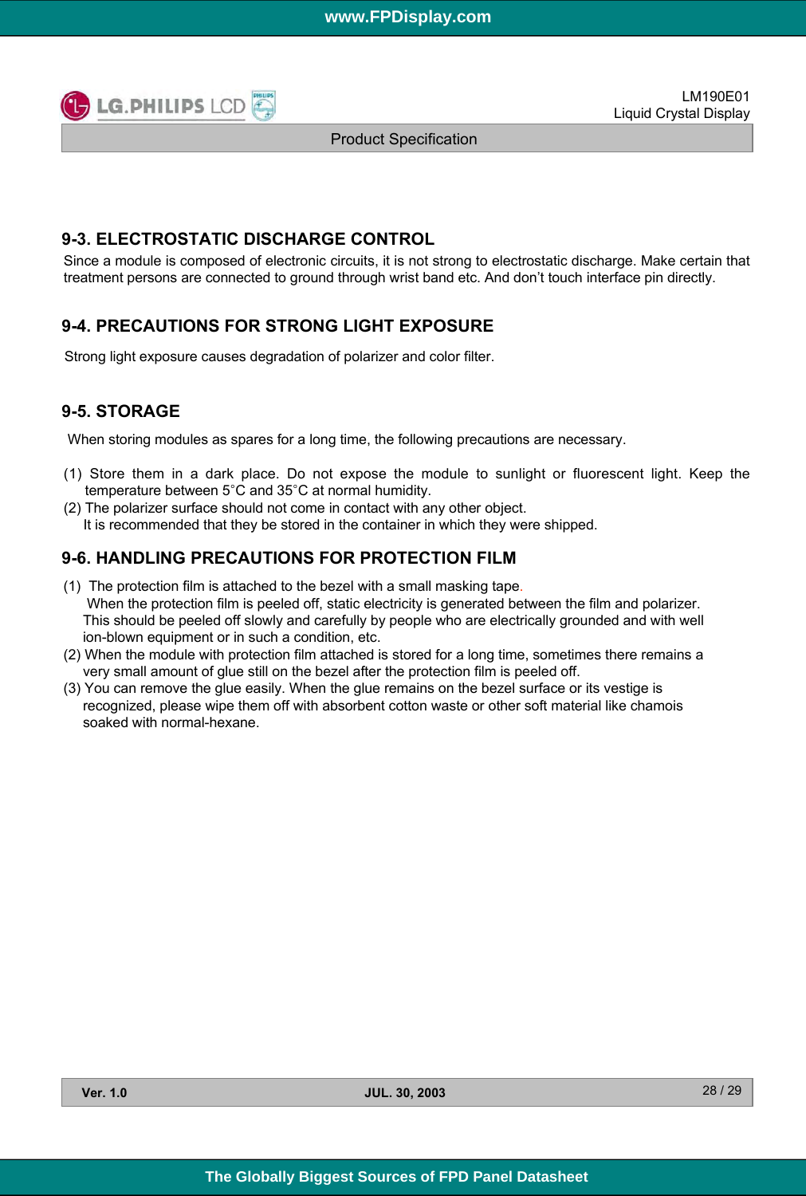## 9-3. ELECTROSTATIC DISCHARGE CONTROL

Since a module is composed of electronic circuits, it is not strong to electrostatic discharge. Make certain that treatment persons are connected to ground through wrist band etc. And don't touch interface pin directly.

## 9-4. PRECAUTIONS FOR STRONG LIGHT EXPOSURE

Strong light exposure causes degradation of polarizer and color filter.

## 9-5. STORAGE

When storing modules as spares for a long time, the following precautions are necessary.

(1) Store them in a dark place. Do not expose the module to sunlight or fluorescent light. Keep the temperature between 5°C and 35°C at normal humidity.

(2) The polarizer surface should not come in contact with any other object.
It is recommended that they be stored in the container in which they were shipped.

## 9-6. HANDLING PRECAUTIONS FOR PROTECTION FILM

(1) The protection film is attached to the bezel with a small masking tape.
When the protection film is peeled off, static electricity is generated between the film and polarizer.
This should be peeled off slowly and carefully by people who are electrically grounded and with well ion-blown equipment or in such a condition, etc.

(2) When the module with protection film attached is stored for a long time, sometimes there remains a very small amount of glue still on the bezel after the protection film is peeled off.

(3) You can remove the glue easily. When the glue remains on the bezel surface or its vestige is recognized, please wipe them off with absorbent cotton waste or other soft material like chamois soaked with normal-hexane.